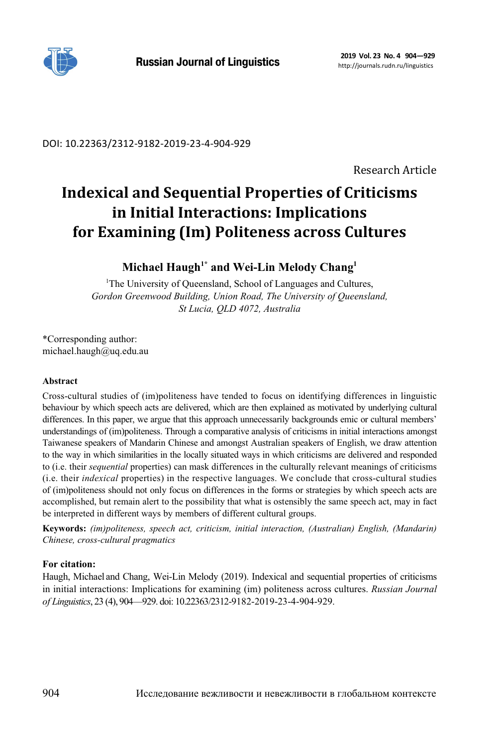DOI: 10.22363/2312-9182-2019-23-4-904-929

Research Article

# Indexical and Sequential Properties of Criticisms in Initial Interactions: Implications for Examining (Im) Politeness across Cultures

**Michael Haugh[1*] and Wei-Lin Melody Chang[1]**

[1]The University of Queensland, School of Languages and Cultures,
*Gordon Greenwood Building, Union Road, The University of Queensland, St Lucia, QLD 4072, Australia*

*Corresponding author:
michael.haugh@uq.edu.au

**Abstract**

Cross-cultural studies of (im)politeness have tended to focus on identifying differences in linguistic behaviour by which speech acts are delivered, which are then explained as motivated by underlying cultural differences. In this paper, we argue that this approach unnecessarily backgrounds emic or cultural members' understandings of (im)politeness. Through a comparative analysis of criticisms in initial interactions amongst Taiwanese speakers of Mandarin Chinese and amongst Australian speakers of English, we draw attention to the way in which similarities in the locally situated ways in which criticisms are delivered and responded to (i.e. their *sequential* properties) can mask differences in the culturally relevant meanings of criticisms (i.e. their *indexical* properties) in the respective languages. We conclude that cross-cultural studies of (im)politeness should not only focus on differences in the forms or strategies by which speech acts are accomplished, but remain alert to the possibility that what is ostensibly the same speech act, may in fact be interpreted in different ways by members of different cultural groups.

**Keywords:** *(im)politeness, speech act, criticism, initial interaction, (Australian) English, (Mandarin) Chinese, cross-cultural pragmatics*

**For citation:**
Haugh, Michael and Chang, Wei-Lin Melody (2019). Indexical and sequential properties of criticisms in initial interactions: Implications for examining (im) politeness across cultures. *Russian Journal of Linguistics*, 23 (4), 904—929. doi: 10.22363/2312-9182-2019-23-4-904-929.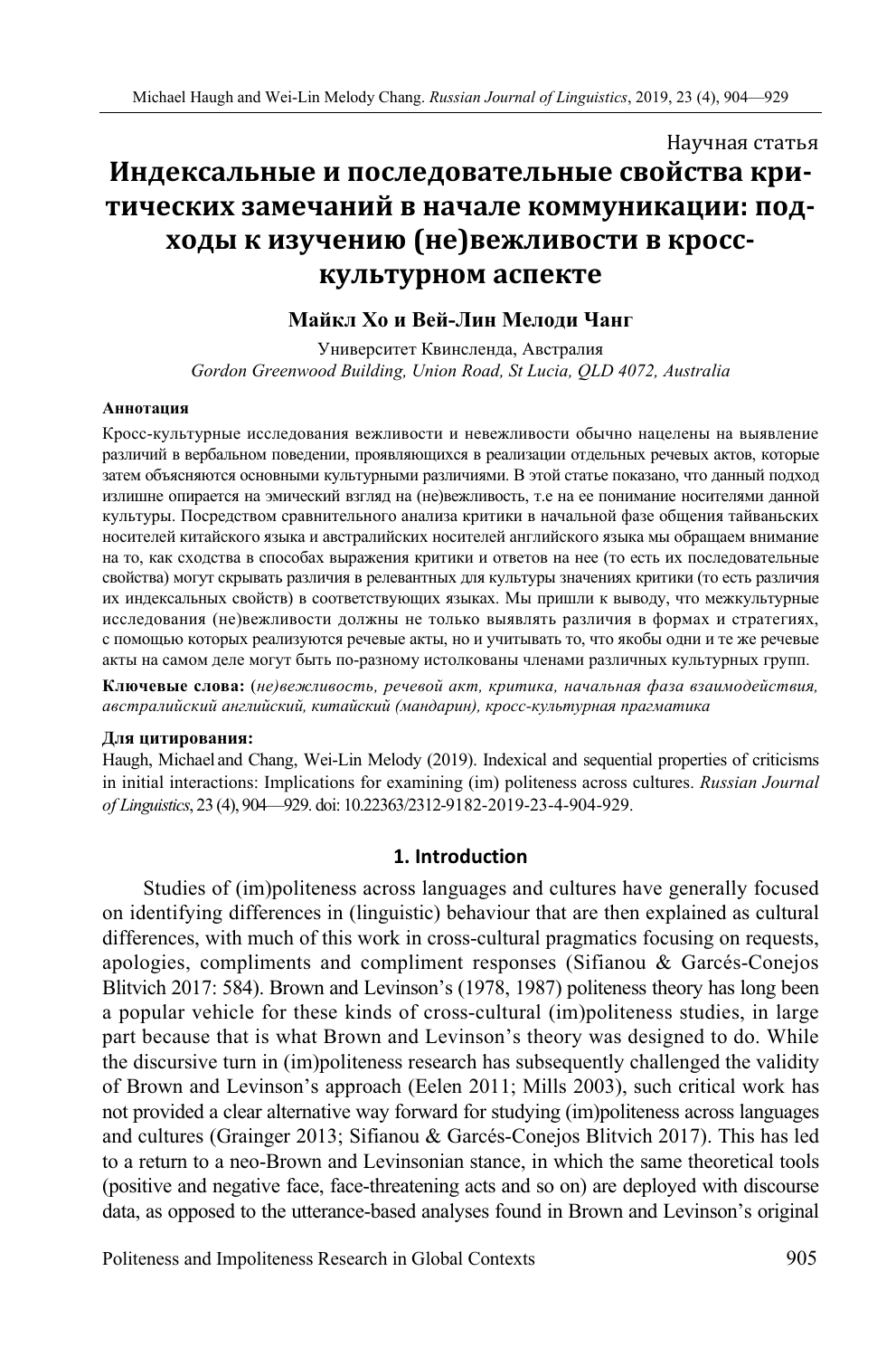Научная статья

# Индексальные и последовательные свойства критических замечаний в начале коммуникации: подходы к изучению (не)вежливости в кросс-культурном аспекте

**Майкл Хо и Вей-Лин Мелоди Чанг**

Университет Квинсленда, Австралия
*Gordon Greenwood Building, Union Road, St Lucia, QLD 4072, Australia*

**Аннотация**

Кросс-культурные исследования вежливости и невежливости обычно нацелены на выявление различий в вербальном поведении, проявляющихся в реализации отдельных речевых актов, которые затем объясняются основными культурными различиями. В этой статье показано, что данный подход излишне опирается на эмический взгляд на (не)вежливость, т.е на ее понимание носителями данной культуры. Посредством сравнительного анализа критики в начальной фазе общения тайваньских носителей китайского языка и австралийских носителей английского языка мы обращаем внимание на то, как сходства в способах выражения критики и ответов на нее (то есть их последовательные свойства) могут скрывать различия в релевантных для культуры значениях критики (то есть различия их индексальных свойств) в соответствующих языках. Мы пришли к выводу, что межкультурные исследования (не)вежливости должны не только выявлять различия в формах и стратегиях, с помощью которых реализуются речевые акты, но и учитывать то, что якобы одни и те же речевые акты на самом деле могут быть по-разному истолкованы членами различных культурных групп.

**Ключевые слова:** *(не)вежливость, речевой акт, критика, начальная фаза взаимодействия, австралийский английский, китайский (мандарин), кросс-культурная прагматика*

**Для цитирования:**
Haugh, Michael and Chang, Wei-Lin Melody (2019). Indexical and sequential properties of criticisms in initial interactions: Implications for examining (im) politeness across cultures. *Russian Journal of Linguistics*, 23 (4), 904—929. doi: 10.22363/2312-9182-2019-23-4-904-929.

## 1. Introduction

Studies of (im)politeness across languages and cultures have generally focused on identifying differences in (linguistic) behaviour that are then explained as cultural differences, with much of this work in cross-cultural pragmatics focusing on requests, apologies, compliments and compliment responses (Sifianou & Garcés-Conejos Blitvich 2017: 584). Brown and Levinson's (1978, 1987) politeness theory has long been a popular vehicle for these kinds of cross-cultural (im)politeness studies, in large part because that is what Brown and Levinson's theory was designed to do. While the discursive turn in (im)politeness research has subsequently challenged the validity of Brown and Levinson's approach (Eelen 2011; Mills 2003), such critical work has not provided a clear alternative way forward for studying (im)politeness across languages and cultures (Grainger 2013; Sifianou & Garcés-Conejos Blitvich 2017). This has led to a return to a neo-Brown and Levinsonian stance, in which the same theoretical tools (positive and negative face, face-threatening acts and so on) are deployed with discourse data, as opposed to the utterance-based analyses found in Brown and Levinson's original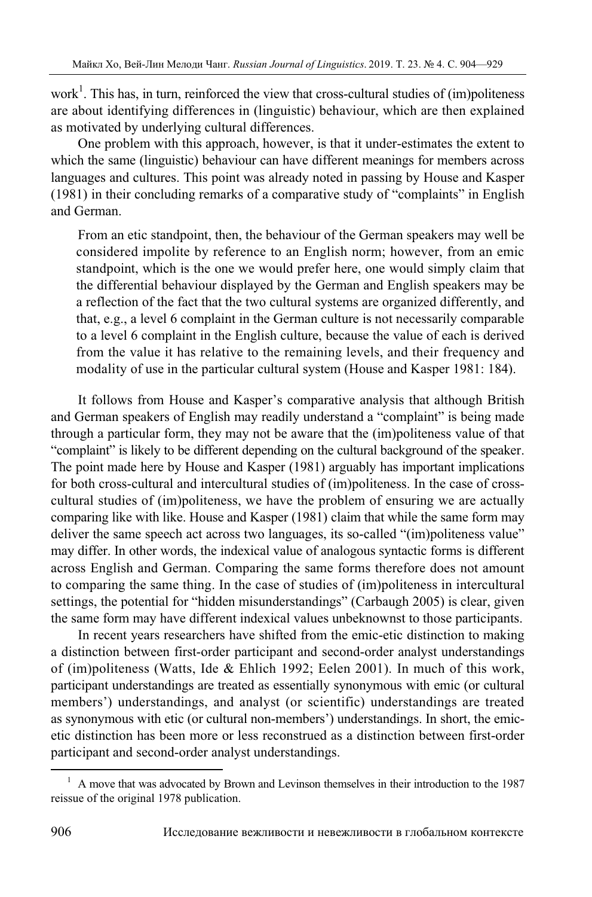work[1]. This has, in turn, reinforced the view that cross-cultural studies of (im)politeness are about identifying differences in (linguistic) behaviour, which are then explained as motivated by underlying cultural differences.

One problem with this approach, however, is that it under-estimates the extent to which the same (linguistic) behaviour can have different meanings for members across languages and cultures. This point was already noted in passing by House and Kasper (1981) in their concluding remarks of a comparative study of "complaints" in English and German.

> From an etic standpoint, then, the behaviour of the German speakers may well be considered impolite by reference to an English norm; however, from an emic standpoint, which is the one we would prefer here, one would simply claim that the differential behaviour displayed by the German and English speakers may be a reflection of the fact that the two cultural systems are organized differently, and that, e.g., a level 6 complaint in the German culture is not necessarily comparable to a level 6 complaint in the English culture, because the value of each is derived from the value it has relative to the remaining levels, and their frequency and modality of use in the particular cultural system (House and Kasper 1981: 184).

It follows from House and Kasper's comparative analysis that although British and German speakers of English may readily understand a "complaint" is being made through a particular form, they may not be aware that the (im)politeness value of that "complaint" is likely to be different depending on the cultural background of the speaker. The point made here by House and Kasper (1981) arguably has important implications for both cross-cultural and intercultural studies of (im)politeness. In the case of cross-cultural studies of (im)politeness, we have the problem of ensuring we are actually comparing like with like. House and Kasper (1981) claim that while the same form may deliver the same speech act across two languages, its so-called "(im)politeness value" may differ. In other words, the indexical value of analogous syntactic forms is different across English and German. Comparing the same forms therefore does not amount to comparing the same thing. In the case of studies of (im)politeness in intercultural settings, the potential for "hidden misunderstandings" (Carbaugh 2005) is clear, given the same form may have different indexical values unbeknownst to those participants.

In recent years researchers have shifted from the emic-etic distinction to making a distinction between first-order participant and second-order analyst understandings of (im)politeness (Watts, Ide & Ehlich 1992; Eelen 2001). In much of this work, participant understandings are treated as essentially synonymous with emic (or cultural members') understandings, and analyst (or scientific) understandings are treated as synonymous with etic (or cultural non-members') understandings. In short, the emic-etic distinction has been more or less reconstrued as a distinction between first-order participant and second-order analyst understandings.

[1] A move that was advocated by Brown and Levinson themselves in their introduction to the 1987 reissue of the original 1978 publication.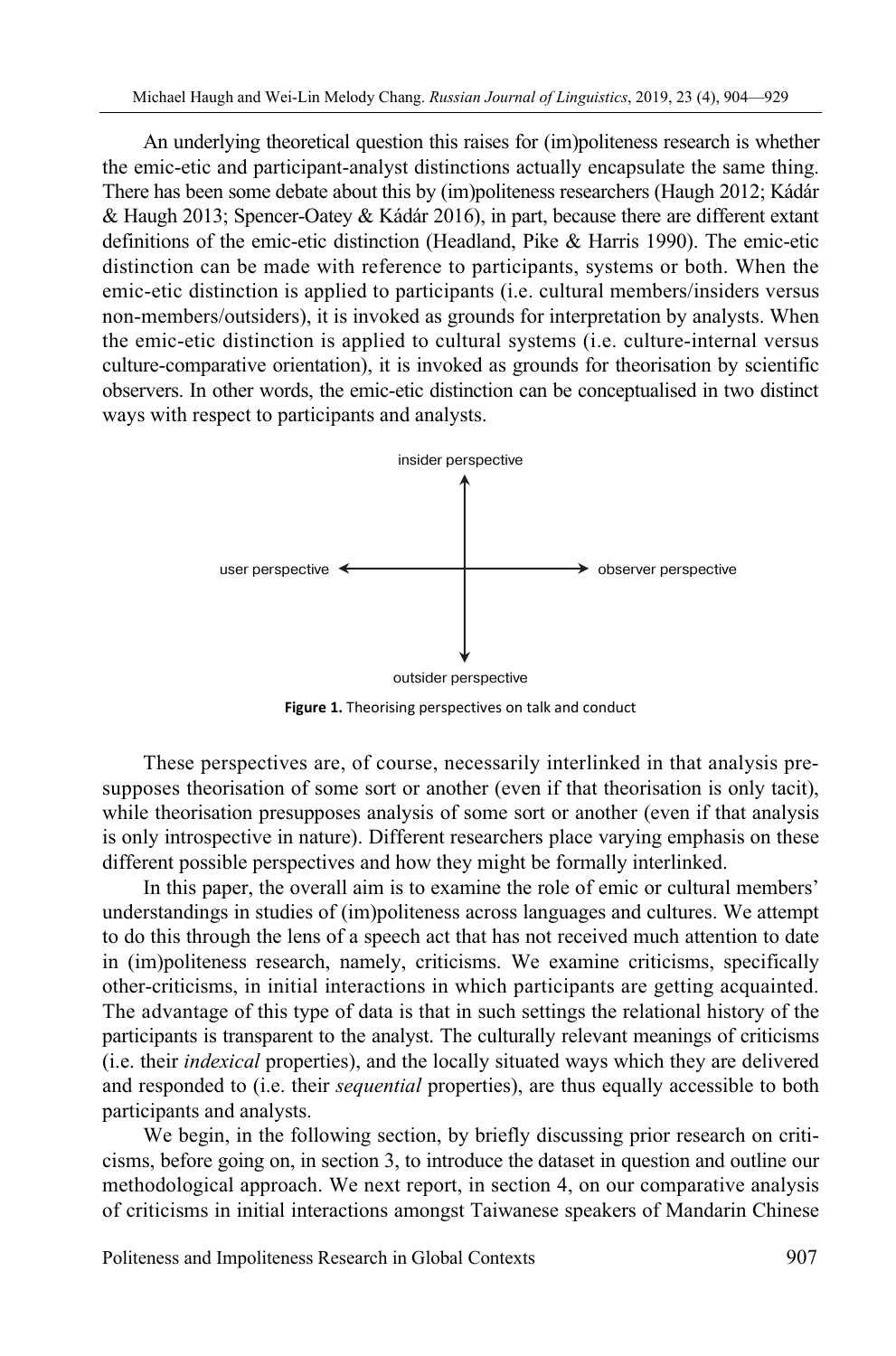An underlying theoretical question this raises for (im)politeness research is whether the emic-etic and participant-analyst distinctions actually encapsulate the same thing. There has been some debate about this by (im)politeness researchers (Haugh 2012; Kádár & Haugh 2013; Spencer-Oatey & Kádár 2016), in part, because there are different extant definitions of the emic-etic distinction (Headland, Pike & Harris 1990). The emic-etic distinction can be made with reference to participants, systems or both. When the emic-etic distinction is applied to participants (i.e. cultural members/insiders versus non-members/outsiders), it is invoked as grounds for interpretation by analysts. When the emic-etic distinction is applied to cultural systems (i.e. culture-internal versus culture-comparative orientation), it is invoked as grounds for theorisation by scientific observers. In other words, the emic-etic distinction can be conceptualised in two distinct ways with respect to participants and analysts.

insider perspective

user perspective ⟷ observer perspective

outsider perspective

**Figure 1.** Theorising perspectives on talk and conduct

These perspectives are, of course, necessarily interlinked in that analysis presupposes theorisation of some sort or another (even if that theorisation is only tacit), while theorisation presupposes analysis of some sort or another (even if that analysis is only introspective in nature). Different researchers place varying emphasis on these different possible perspectives and how they might be formally interlinked.

In this paper, the overall aim is to examine the role of emic or cultural members' understandings in studies of (im)politeness across languages and cultures. We attempt to do this through the lens of a speech act that has not received much attention to date in (im)politeness research, namely, criticisms. We examine criticisms, specifically other-criticisms, in initial interactions in which participants are getting acquainted. The advantage of this type of data is that in such settings the relational history of the participants is transparent to the analyst. The culturally relevant meanings of criticisms (i.e. their *indexical* properties), and the locally situated ways which they are delivered and responded to (i.e. their *sequential* properties), are thus equally accessible to both participants and analysts.

We begin, in the following section, by briefly discussing prior research on criticisms, before going on, in section 3, to introduce the dataset in question and outline our methodological approach. We next report, in section 4, on our comparative analysis of criticisms in initial interactions amongst Taiwanese speakers of Mandarin Chinese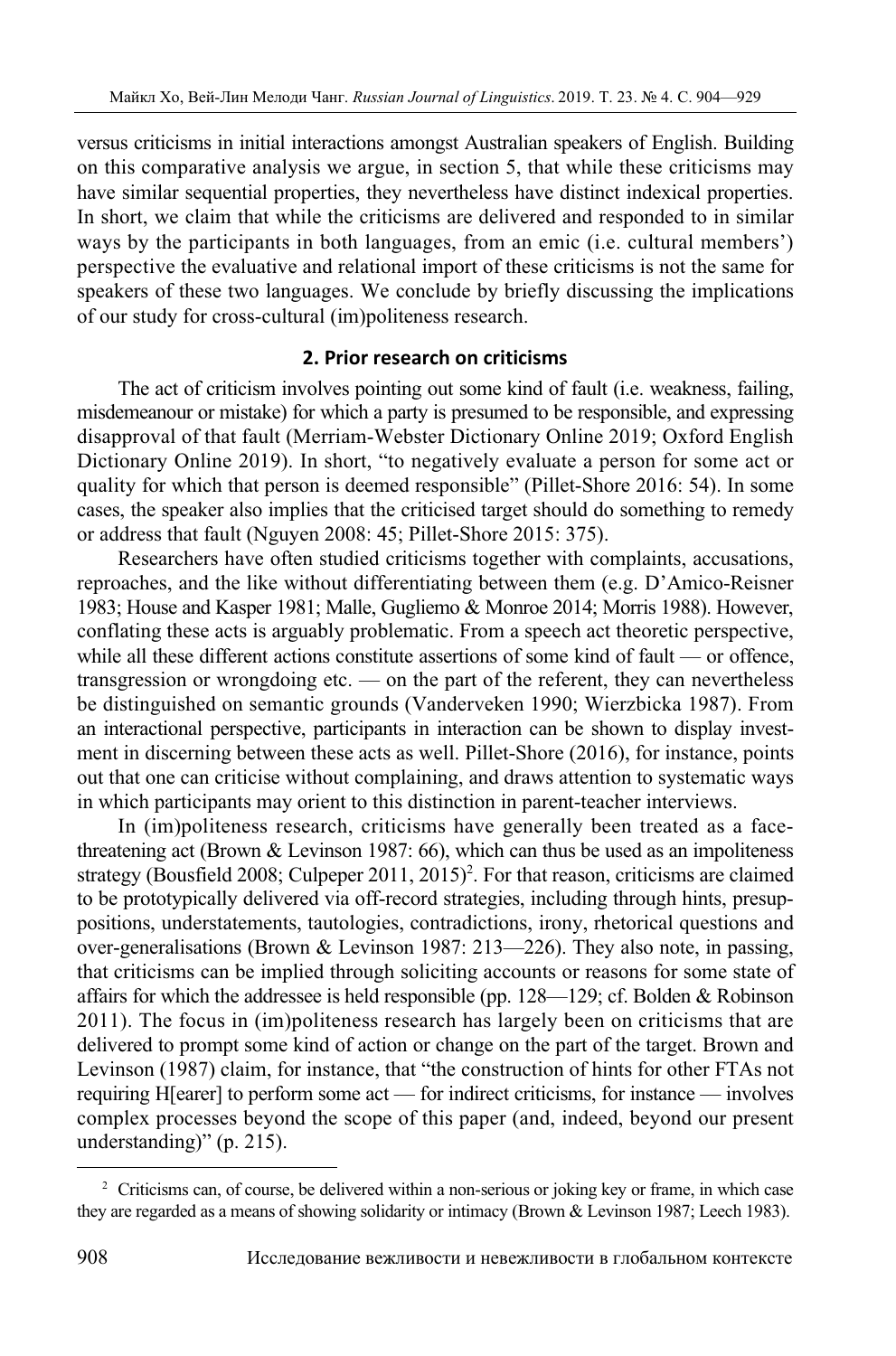versus criticisms in initial interactions amongst Australian speakers of English. Building on this comparative analysis we argue, in section 5, that while these criticisms may have similar sequential properties, they nevertheless have distinct indexical properties. In short, we claim that while the criticisms are delivered and responded to in similar ways by the participants in both languages, from an emic (i.e. cultural members') perspective the evaluative and relational import of these criticisms is not the same for speakers of these two languages. We conclude by briefly discussing the implications of our study for cross-cultural (im)politeness research.

## 2. Prior research on criticisms

The act of criticism involves pointing out some kind of fault (i.e. weakness, failing, misdemeanour or mistake) for which a party is presumed to be responsible, and expressing disapproval of that fault (Merriam-Webster Dictionary Online 2019; Oxford English Dictionary Online 2019). In short, "to negatively evaluate a person for some act or quality for which that person is deemed responsible" (Pillet-Shore 2016: 54). In some cases, the speaker also implies that the criticised target should do something to remedy or address that fault (Nguyen 2008: 45; Pillet-Shore 2015: 375).

Researchers have often studied criticisms together with complaints, accusations, reproaches, and the like without differentiating between them (e.g. D'Amico-Reisner 1983; House and Kasper 1981; Malle, Gugliemo & Monroe 2014; Morris 1988). However, conflating these acts is arguably problematic. From a speech act theoretic perspective, while all these different actions constitute assertions of some kind of fault — or offence, transgression or wrongdoing etc. — on the part of the referent, they can nevertheless be distinguished on semantic grounds (Vanderveken 1990; Wierzbicka 1987). From an interactional perspective, participants in interaction can be shown to display investment in discerning between these acts as well. Pillet-Shore (2016), for instance, points out that one can criticise without complaining, and draws attention to systematic ways in which participants may orient to this distinction in parent-teacher interviews.

In (im)politeness research, criticisms have generally been treated as a face-threatening act (Brown & Levinson 1987: 66), which can thus be used as an impoliteness strategy (Bousfield 2008; Culpeper 2011, 2015)[2]. For that reason, criticisms are claimed to be prototypically delivered via off-record strategies, including through hints, presuppositions, understatements, tautologies, contradictions, irony, rhetorical questions and over-generalisations (Brown & Levinson 1987: 213—226). They also note, in passing, that criticisms can be implied through soliciting accounts or reasons for some state of affairs for which the addressee is held responsible (pp. 128—129; cf. Bolden & Robinson 2011). The focus in (im)politeness research has largely been on criticisms that are delivered to prompt some kind of action or change on the part of the target. Brown and Levinson (1987) claim, for instance, that "the construction of hints for other FTAs not requiring H[earer] to perform some act — for indirect criticisms, for instance — involves complex processes beyond the scope of this paper (and, indeed, beyond our present understanding)" (p. 215).

[2] Criticisms can, of course, be delivered within a non-serious or joking key or frame, in which case they are regarded as a means of showing solidarity or intimacy (Brown & Levinson 1987; Leech 1983).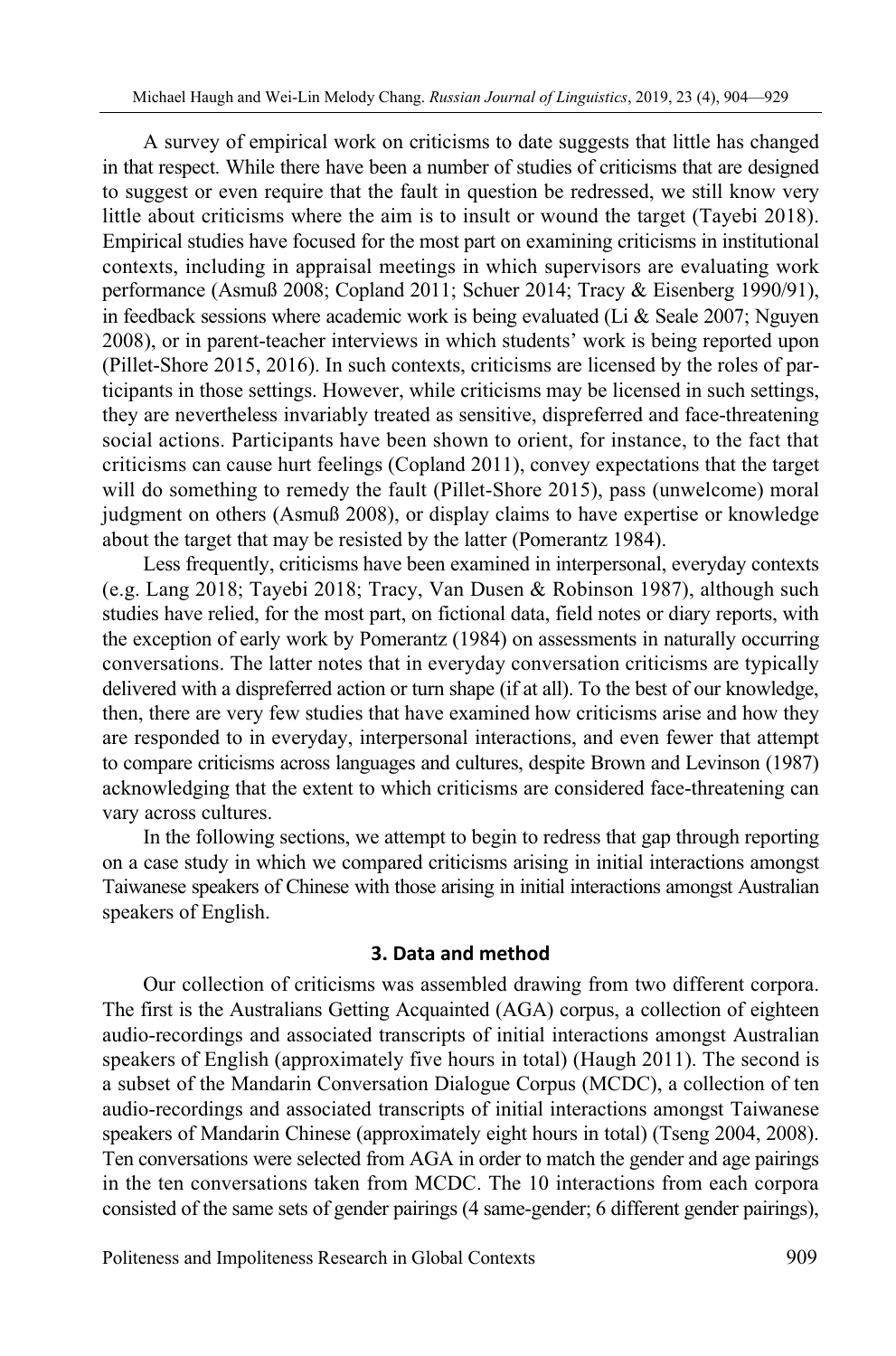A survey of empirical work on criticisms to date suggests that little has changed in that respect. While there have been a number of studies of criticisms that are designed to suggest or even require that the fault in question be redressed, we still know very little about criticisms where the aim is to insult or wound the target (Tayebi 2018). Empirical studies have focused for the most part on examining criticisms in institutional contexts, including in appraisal meetings in which supervisors are evaluating work performance (Asmuß 2008; Copland 2011; Schuer 2014; Tracy & Eisenberg 1990/91), in feedback sessions where academic work is being evaluated (Li & Seale 2007; Nguyen 2008), or in parent-teacher interviews in which students' work is being reported upon (Pillet-Shore 2015, 2016). In such contexts, criticisms are licensed by the roles of participants in those settings. However, while criticisms may be licensed in such settings, they are nevertheless invariably treated as sensitive, dispreferred and face-threatening social actions. Participants have been shown to orient, for instance, to the fact that criticisms can cause hurt feelings (Copland 2011), convey expectations that the target will do something to remedy the fault (Pillet-Shore 2015), pass (unwelcome) moral judgment on others (Asmuß 2008), or display claims to have expertise or knowledge about the target that may be resisted by the latter (Pomerantz 1984).

Less frequently, criticisms have been examined in interpersonal, everyday contexts (e.g. Lang 2018; Tayebi 2018; Tracy, Van Dusen & Robinson 1987), although such studies have relied, for the most part, on fictional data, field notes or diary reports, with the exception of early work by Pomerantz (1984) on assessments in naturally occurring conversations. The latter notes that in everyday conversation criticisms are typically delivered with a dispreferred action or turn shape (if at all). To the best of our knowledge, then, there are very few studies that have examined how criticisms arise and how they are responded to in everyday, interpersonal interactions, and even fewer that attempt to compare criticisms across languages and cultures, despite Brown and Levinson (1987) acknowledging that the extent to which criticisms are considered face-threatening can vary across cultures.

In the following sections, we attempt to begin to redress that gap through reporting on a case study in which we compared criticisms arising in initial interactions amongst Taiwanese speakers of Chinese with those arising in initial interactions amongst Australian speakers of English.

## 3. Data and method

Our collection of criticisms was assembled drawing from two different corpora. The first is the Australians Getting Acquainted (AGA) corpus, a collection of eighteen audio-recordings and associated transcripts of initial interactions amongst Australian speakers of English (approximately five hours in total) (Haugh 2011). The second is a subset of the Mandarin Conversation Dialogue Corpus (MCDC), a collection of ten audio-recordings and associated transcripts of initial interactions amongst Taiwanese speakers of Mandarin Chinese (approximately eight hours in total) (Tseng 2004, 2008). Ten conversations were selected from AGA in order to match the gender and age pairings in the ten conversations taken from MCDC. The 10 interactions from each corpora consisted of the same sets of gender pairings (4 same-gender; 6 different gender pairings),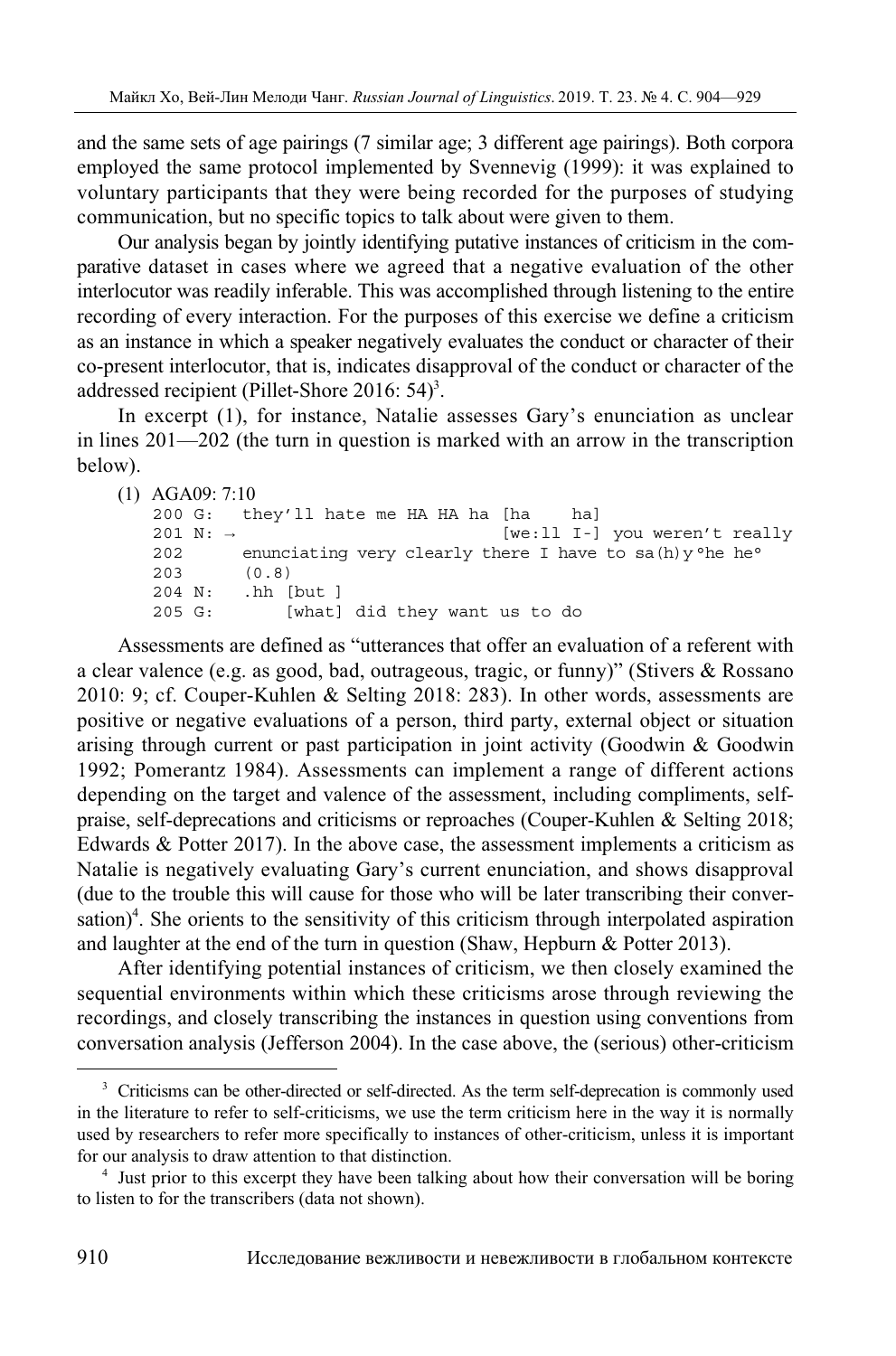and the same sets of age pairings (7 similar age; 3 different age pairings). Both corpora employed the same protocol implemented by Svennevig (1999): it was explained to voluntary participants that they were being recorded for the purposes of studying communication, but no specific topics to talk about were given to them.

Our analysis began by jointly identifying putative instances of criticism in the comparative dataset in cases where we agreed that a negative evaluation of the other interlocutor was readily inferable. This was accomplished through listening to the entire recording of every interaction. For the purposes of this exercise we define a criticism as an instance in which a speaker negatively evaluates the conduct or character of their co-present interlocutor, that is, indicates disapproval of the conduct or character of the addressed recipient (Pillet-Shore 2016: 54)[3].

In excerpt (1), for instance, Natalie assesses Gary's enunciation as unclear in lines 201—202 (the turn in question is marked with an arrow in the transcription below).

```
(1) AGA09: 7:10
    200 G:   they'll hate me HA HA ha [ha    ha]
    201 N: →                          [we:ll I-] you weren't really
    202      enunciating very clearly there I have to sa(h)y°he he°
    203      (0.8)
    204 N:   .hh [but ]
    205 G:       [what] did they want us to do
```

Assessments are defined as "utterances that offer an evaluation of a referent with a clear valence (e.g. as good, bad, outrageous, tragic, or funny)" (Stivers & Rossano 2010: 9; cf. Couper-Kuhlen & Selting 2018: 283). In other words, assessments are positive or negative evaluations of a person, third party, external object or situation arising through current or past participation in joint activity (Goodwin & Goodwin 1992; Pomerantz 1984). Assessments can implement a range of different actions depending on the target and valence of the assessment, including compliments, self-praise, self-deprecations and criticisms or reproaches (Couper-Kuhlen & Selting 2018; Edwards & Potter 2017). In the above case, the assessment implements a criticism as Natalie is negatively evaluating Gary's current enunciation, and shows disapproval (due to the trouble this will cause for those who will be later transcribing their conversation)[4]. She orients to the sensitivity of this criticism through interpolated aspiration and laughter at the end of the turn in question (Shaw, Hepburn & Potter 2013).

After identifying potential instances of criticism, we then closely examined the sequential environments within which these criticisms arose through reviewing the recordings, and closely transcribing the instances in question using conventions from conversation analysis (Jefferson 2004). In the case above, the (serious) other-criticism

---

[3] Criticisms can be other-directed or self-directed. As the term self-deprecation is commonly used in the literature to refer to self-criticisms, we use the term criticism here in the way it is normally used by researchers to refer more specifically to instances of other-criticism, unless it is important for our analysis to draw attention to that distinction.

[4] Just prior to this excerpt they have been talking about how their conversation will be boring to listen to for the transcribers (data not shown).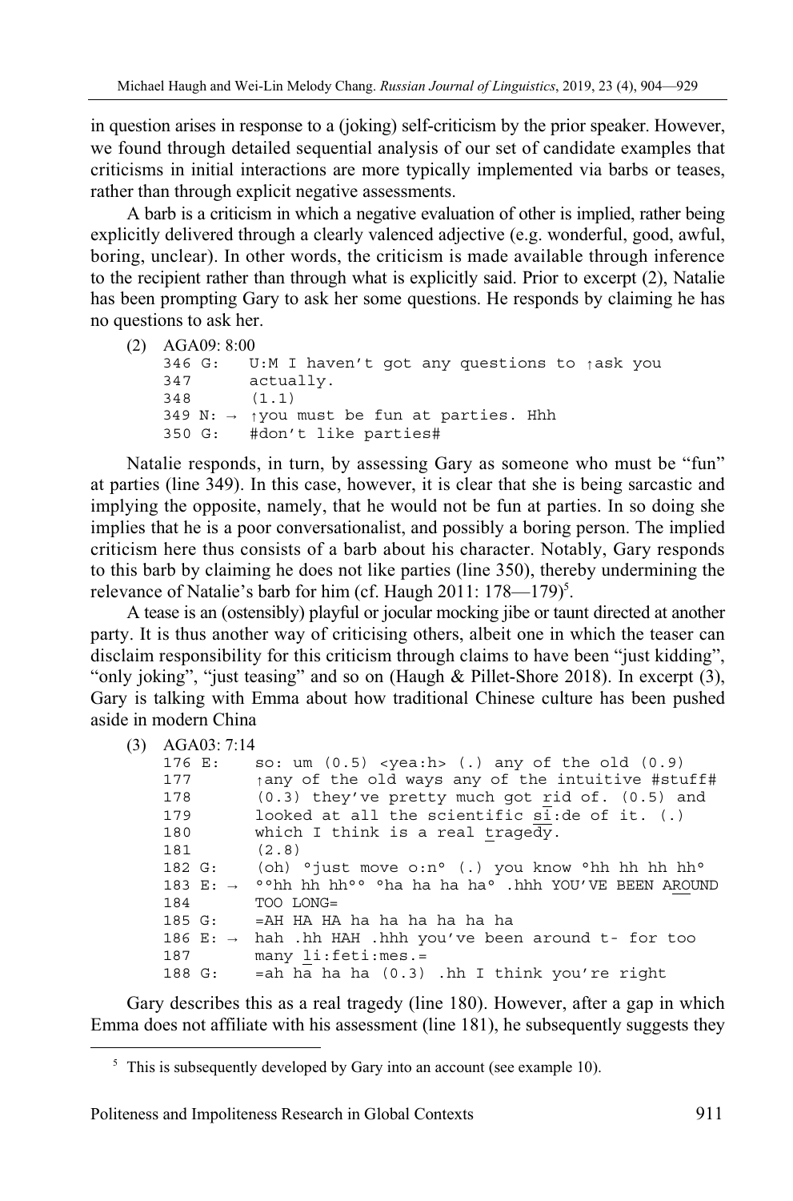in question arises in response to a (joking) self-criticism by the prior speaker. However, we found through detailed sequential analysis of our set of candidate examples that criticisms in initial interactions are more typically implemented via barbs or teases, rather than through explicit negative assessments.

A barb is a criticism in which a negative evaluation of other is implied, rather being explicitly delivered through a clearly valenced adjective (e.g. wonderful, good, awful, boring, unclear). In other words, the criticism is made available through inference to the recipient rather than through what is explicitly said. Prior to excerpt (2), Natalie has been prompting Gary to ask her some questions. He responds by claiming he has no questions to ask her.

(2) AGA09: 8:00

```
346 G:    U:M I haven't got any questions to ↑ask you
347       actually.
348       (1.1)
349 N: →  ↑you must be fun at parties. Hhh
350 G:    #don't like parties#
```

Natalie responds, in turn, by assessing Gary as someone who must be "fun" at parties (line 349). In this case, however, it is clear that she is being sarcastic and implying the opposite, namely, that he would not be fun at parties. In so doing she implies that he is a poor conversationalist, and possibly a boring person. The implied criticism here thus consists of a barb about his character. Notably, Gary responds to this barb by claiming he does not like parties (line 350), thereby undermining the relevance of Natalie's barb for him (cf. Haugh 2011: 178—179)[5].

A tease is an (ostensibly) playful or jocular mocking jibe or taunt directed at another party. It is thus another way of criticising others, albeit one in which the teaser can disclaim responsibility for this criticism through claims to have been "just kidding", "only joking", "just teasing" and so on (Haugh & Pillet-Shore 2018). In excerpt (3), Gary is talking with Emma about how traditional Chinese culture has been pushed aside in modern China

(3) AGA03: 7:14

```
176 E:    so: um (0.5) <yea:h> (.) any of the old (0.9)
177       ↑any of the old ways any of the intuitive #stuff#
178       (0.3) they've pretty much got rid of. (0.5) and
179       looked at all the scientific si:de of it. (.)
180       which I think is a real tragedy.
181       (2.8)
182 G:    (oh) °just move o:n° (.) you know °hh hh hh hh°
183 E: →  °°hh hh hh°° °ha ha ha ha° .hhh YOU'VE BEEN AROUND
184       TOO LONG=
185 G:    =AH HA HA ha ha ha ha ha ha
186 E: →  hah .hh HAH .hhh you've been around t- for too
187       many li:feti:mes.=
188 G:    =ah ha ha ha (0.3) .hh I think you're right
```

Gary describes this as a real tragedy (line 180). However, after a gap in which Emma does not affiliate with his assessment (line 181), he subsequently suggests they

[5] This is subsequently developed by Gary into an account (see example 10).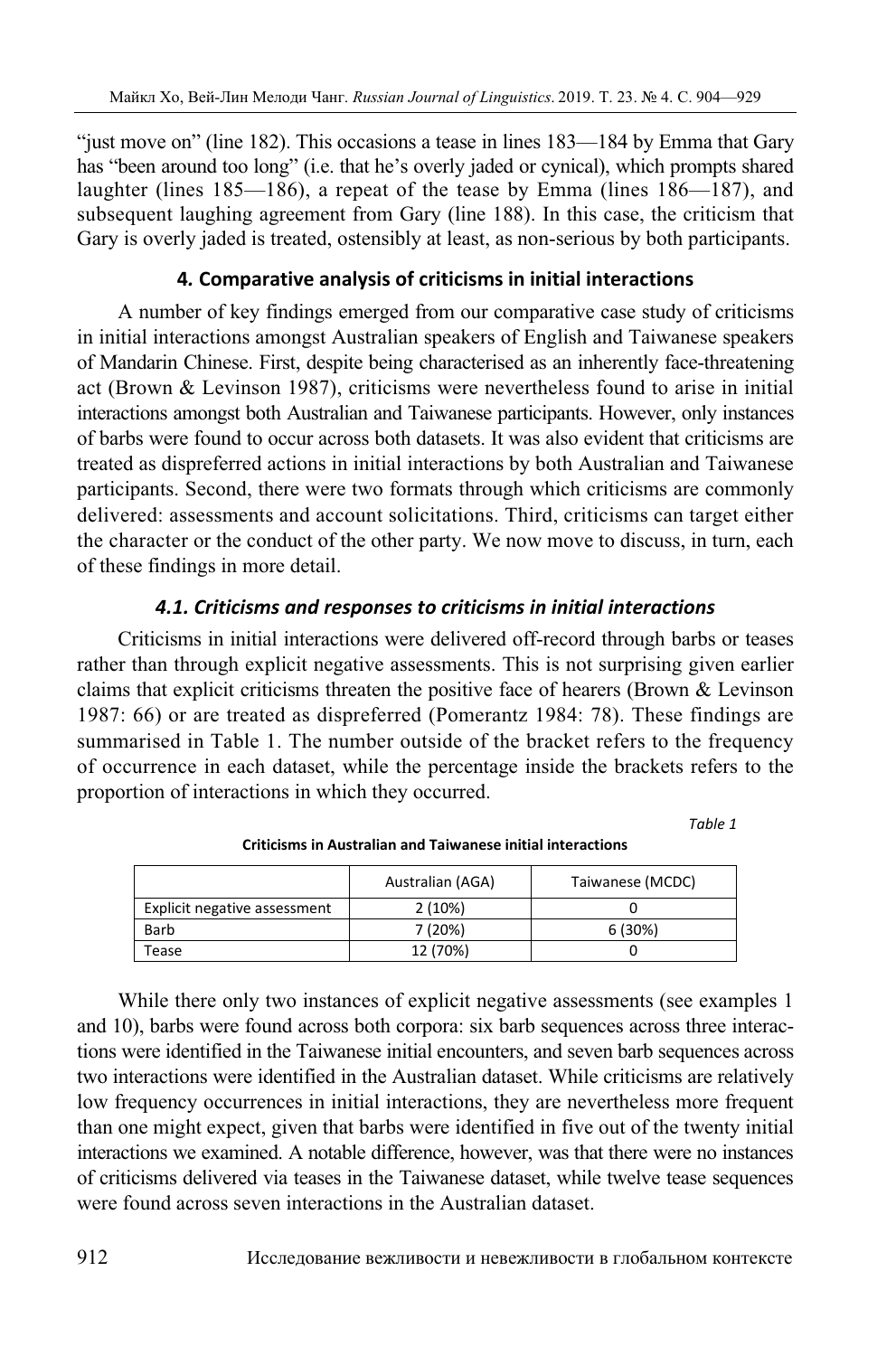"just move on" (line 182). This occasions a tease in lines 183—184 by Emma that Gary has "been around too long" (i.e. that he's overly jaded or cynical), which prompts shared laughter (lines 185—186), a repeat of the tease by Emma (lines 186—187), and subsequent laughing agreement from Gary (line 188). In this case, the criticism that Gary is overly jaded is treated, ostensibly at least, as non-serious by both participants.

## 4. Comparative analysis of criticisms in initial interactions

A number of key findings emerged from our comparative case study of criticisms in initial interactions amongst Australian speakers of English and Taiwanese speakers of Mandarin Chinese. First, despite being characterised as an inherently face-threatening act (Brown & Levinson 1987), criticisms were nevertheless found to arise in initial interactions amongst both Australian and Taiwanese participants. However, only instances of barbs were found to occur across both datasets. It was also evident that criticisms are treated as dispreferred actions in initial interactions by both Australian and Taiwanese participants. Second, there were two formats through which criticisms are commonly delivered: assessments and account solicitations. Third, criticisms can target either the character or the conduct of the other party. We now move to discuss, in turn, each of these findings in more detail.

### *4.1. Criticisms and responses to criticisms in initial interactions*

Criticisms in initial interactions were delivered off-record through barbs or teases rather than through explicit negative assessments. This is not surprising given earlier claims that explicit criticisms threaten the positive face of hearers (Brown & Levinson 1987: 66) or are treated as dispreferred (Pomerantz 1984: 78). These findings are summarised in Table 1. The number outside of the bracket refers to the frequency of occurrence in each dataset, while the percentage inside the brackets refers to the proportion of interactions in which they occurred.

*Table 1*

**Criticisms in Australian and Taiwanese initial interactions**

| | Australian (AGA) | Taiwanese (MCDC) |
|---|---|---|
| Explicit negative assessment | 2 (10%) | 0 |
| Barb | 7 (20%) | 6 (30%) |
| Tease | 12 (70%) | 0 |

While there only two instances of explicit negative assessments (see examples 1 and 10), barbs were found across both corpora: six barb sequences across three interactions were identified in the Taiwanese initial encounters, and seven barb sequences across two interactions were identified in the Australian dataset. While criticisms are relatively low frequency occurrences in initial interactions, they are nevertheless more frequent than one might expect, given that barbs were identified in five out of the twenty initial interactions we examined. A notable difference, however, was that there were no instances of criticisms delivered via teases in the Taiwanese dataset, while twelve tease sequences were found across seven interactions in the Australian dataset.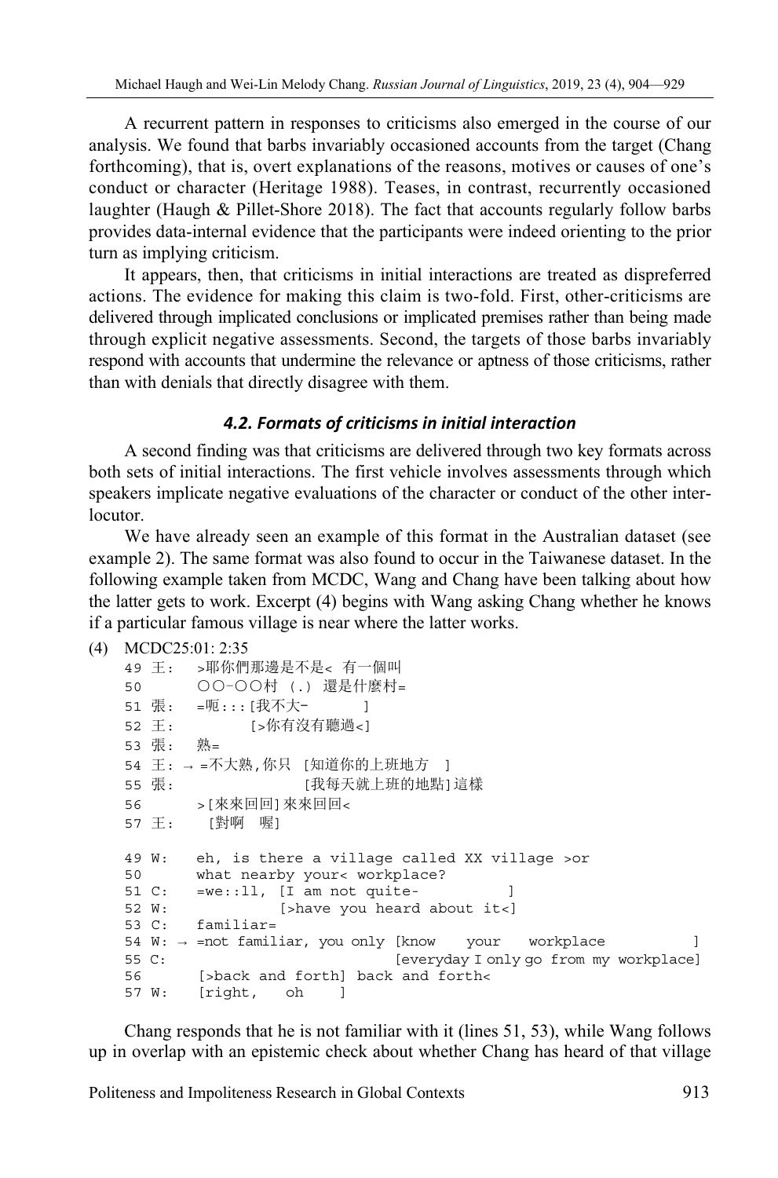A recurrent pattern in responses to criticisms also emerged in the course of our analysis. We found that barbs invariably occasioned accounts from the target (Chang forthcoming), that is, overt explanations of the reasons, motives or causes of one's conduct or character (Heritage 1988). Teases, in contrast, recurrently occasioned laughter (Haugh & Pillet-Shore 2018). The fact that accounts regularly follow barbs provides data-internal evidence that the participants were indeed orienting to the prior turn as implying criticism.

It appears, then, that criticisms in initial interactions are treated as dispreferred actions. The evidence for making this claim is two-fold. First, other-criticisms are delivered through implicated conclusions or implicated premises rather than being made through explicit negative assessments. Second, the targets of those barbs invariably respond with accounts that undermine the relevance or aptness of those criticisms, rather than with denials that directly disagree with them.

### *4.2. Formats of criticisms in initial interaction*

A second finding was that criticisms are delivered through two key formats across both sets of initial interactions. The first vehicle involves assessments through which speakers implicate negative evaluations of the character or conduct of the other interlocutor.

We have already seen an example of this format in the Australian dataset (see example 2). The same format was also found to occur in the Taiwanese dataset. In the following example taken from MCDC, Wang and Chang have been talking about how the latter gets to work. Excerpt (4) begins with Wang asking Chang whether he knows if a particular famous village is near where the latter works.

(4) MCDC25:01: 2:35

```
49 王:   >耶你們那邊是不是< 有一個叫
50       ○○-○○村 (.) 還是什麼村=
51 張:   =呃:::[我不大-        ]
52 王:         [>你有沒有聽過<]
53 張:   熟=
54 王: → =不大熟,你只 [知道你的上班地方  ]
55 張:               [我每天就上班的地點]這樣
56       >[來來回回]來來回回<
57 王:    [對啊  喔]

49 W:   eh, is there a village called XX village >or
50       what nearby your< workplace?
51 C:   =we::ll, [I am not quite-          ]
52 W:            [>have you heard about it<]
53 C:   familiar=
54 W: → =not familiar, you only [know    your   workplace           ]
55 C:                          [everyday I only go from my workplace]
56       [>back and forth] back and forth<
57 W:   [right,   oh    ]
```

Chang responds that he is not familiar with it (lines 51, 53), while Wang follows up in overlap with an epistemic check about whether Chang has heard of that village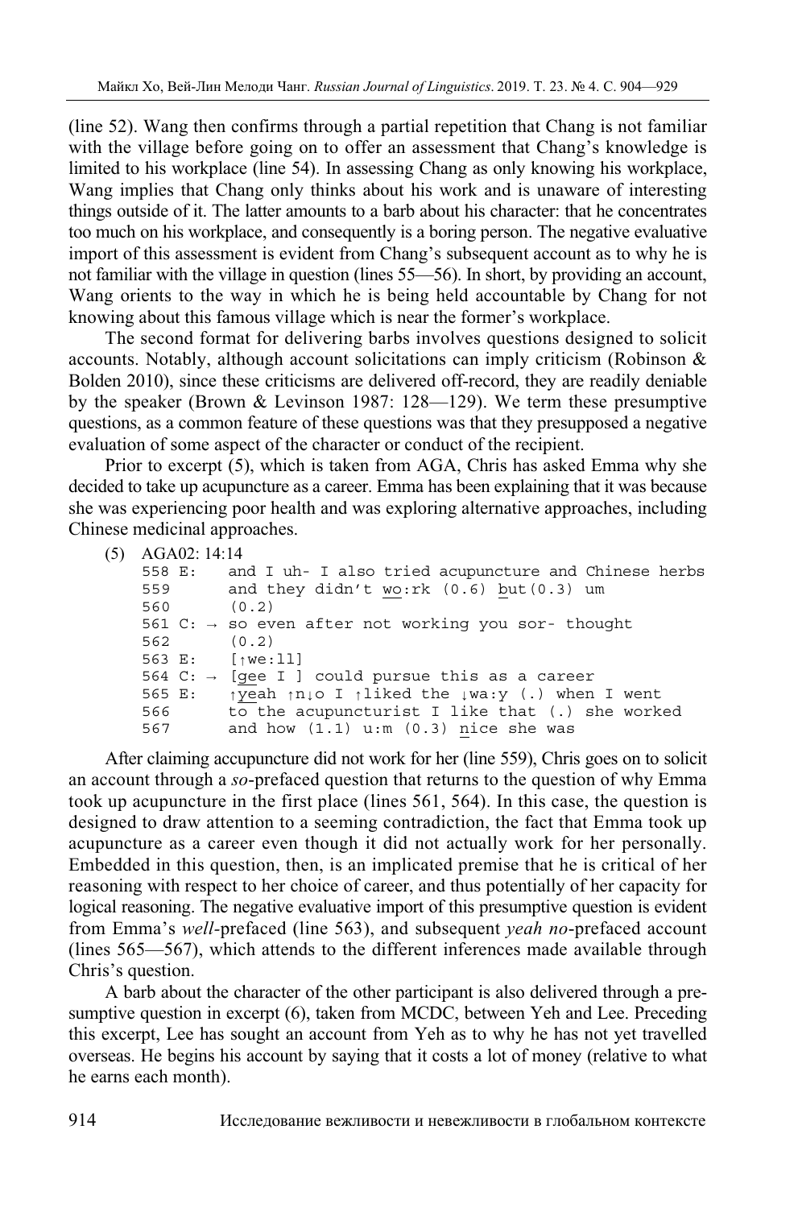(line 52). Wang then confirms through a partial repetition that Chang is not familiar with the village before going on to offer an assessment that Chang's knowledge is limited to his workplace (line 54). In assessing Chang as only knowing his workplace, Wang implies that Chang only thinks about his work and is unaware of interesting things outside of it. The latter amounts to a barb about his character: that he concentrates too much on his workplace, and consequently is a boring person. The negative evaluative import of this assessment is evident from Chang's subsequent account as to why he is not familiar with the village in question (lines 55—56). In short, by providing an account, Wang orients to the way in which he is being held accountable by Chang for not knowing about this famous village which is near the former's workplace.

The second format for delivering barbs involves questions designed to solicit accounts. Notably, although account solicitations can imply criticism (Robinson & Bolden 2010), since these criticisms are delivered off-record, they are readily deniable by the speaker (Brown & Levinson 1987: 128—129). We term these presumptive questions, as a common feature of these questions was that they presupposed a negative evaluation of some aspect of the character or conduct of the recipient.

Prior to excerpt (5), which is taken from AGA, Chris has asked Emma why she decided to take up acupuncture as a career. Emma has been explaining that it was because she was experiencing poor health and was exploring alternative approaches, including Chinese medicinal approaches.

(5) AGA02: 14:14

```
558 E:     and I uh- I also tried acupuncture and Chinese herbs
559        and they didn't wo:rk (0.6) but(0.3) um
560        (0.2)
561 C: →  so even after not working you sor- thought
562        (0.2)
563 E:     [↑we:ll]
564 C: →  [gee I ] could pursue this as a career
565 E:     ↑yeah ↑n↓o I ↑liked the ↓wa:y (.) when I went
566        to the acupuncturist I like that (.) she worked
567        and how (1.1) u:m (0.3) nice she was
```

After claiming accupuncture did not work for her (line 559), Chris goes on to solicit an account through a *so*-prefaced question that returns to the question of why Emma took up acupuncture in the first place (lines 561, 564). In this case, the question is designed to draw attention to a seeming contradiction, the fact that Emma took up acupuncture as a career even though it did not actually work for her personally. Embedded in this question, then, is an implicated premise that he is critical of her reasoning with respect to her choice of career, and thus potentially of her capacity for logical reasoning. The negative evaluative import of this presumptive question is evident from Emma's *well*-prefaced (line 563), and subsequent *yeah no*-prefaced account (lines 565—567), which attends to the different inferences made available through Chris's question.

A barb about the character of the other participant is also delivered through a presumptive question in excerpt (6), taken from MCDC, between Yeh and Lee. Preceding this excerpt, Lee has sought an account from Yeh as to why he has not yet travelled overseas. He begins his account by saying that it costs a lot of money (relative to what he earns each month).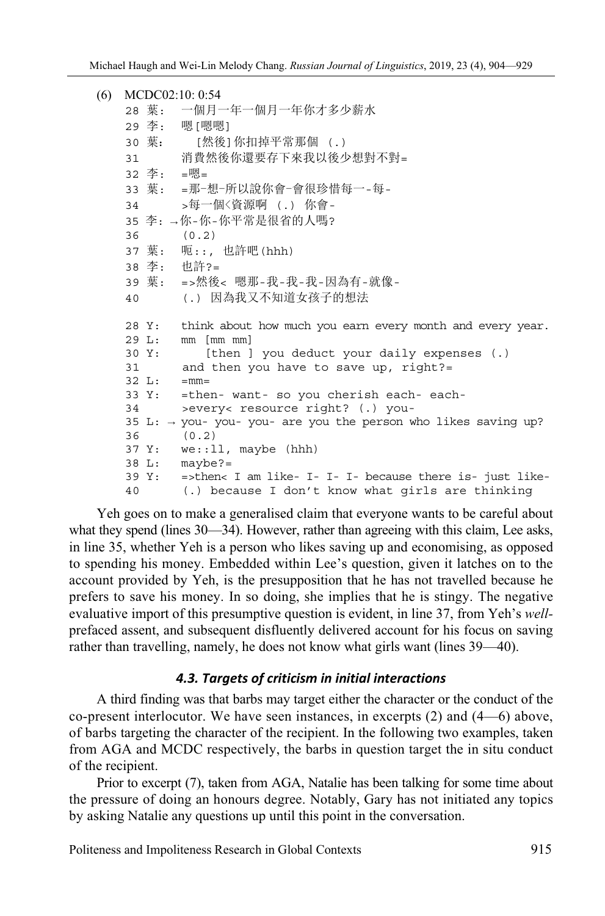(6) MCDC02:10: 0:54

```
28 葉:  一個月一年一個月一年你才多少薪水
29 李:  嗯[嗯嗯]
30 葉:     [然後]你扣掉平常那個 (.)
31      消費然後你還要存下來我以後少想對不對=
32 李:  =嗯=
33 葉:  =那-想-所以說你會-會很珍惜每一-每-
34      >每一個<資源啊 (.) 你會-
35 李: →你-你-你平常是很省的人嗎?
36      (0.2)
37 葉:  呃::, 也許吧(hhh)
38 李:  也許?=
39 葉:  =>然後< 嗯那-我-我-我-因為有-就像-
40      (.) 因為我又不知道女孩子的想法

28 Y:   think about how much you earn every month and every year.
29 L:   mm [mm mm]
30 Y:      [then ] you deduct your daily expenses (.)
31      and then you have to save up, right?=
32 L:   =mm=
33 Y:   =then- want- so you cherish each- each-
34      >every< resource right? (.) you-
35 L: → you- you- you- are you the person who likes saving up?
36      (0.2)
37 Y:   we::ll, maybe (hhh)
38 L:   maybe?=
39 Y:   =>then< I am like- I- I- I- because there is- just like-
40      (.) because I don't know what girls are thinking
```

Yeh goes on to make a generalised claim that everyone wants to be careful about what they spend (lines 30—34). However, rather than agreeing with this claim, Lee asks, in line 35, whether Yeh is a person who likes saving up and economising, as opposed to spending his money. Embedded within Lee's question, given it latches on to the account provided by Yeh, is the presupposition that he has not travelled because he prefers to save his money. In so doing, she implies that he is stingy. The negative evaluative import of this presumptive question is evident, in line 37, from Yeh's *well*-prefaced assent, and subsequent disfluently delivered account for his focus on saving rather than travelling, namely, he does not know what girls want (lines 39—40).

### 4.3. Targets of criticism in initial interactions

A third finding was that barbs may target either the character or the conduct of the co-present interlocutor. We have seen instances, in excerpts (2) and (4—6) above, of barbs targeting the character of the recipient. In the following two examples, taken from AGA and MCDC respectively, the barbs in question target the in situ conduct of the recipient.

Prior to excerpt (7), taken from AGA, Natalie has been talking for some time about the pressure of doing an honours degree. Notably, Gary has not initiated any topics by asking Natalie any questions up until this point in the conversation.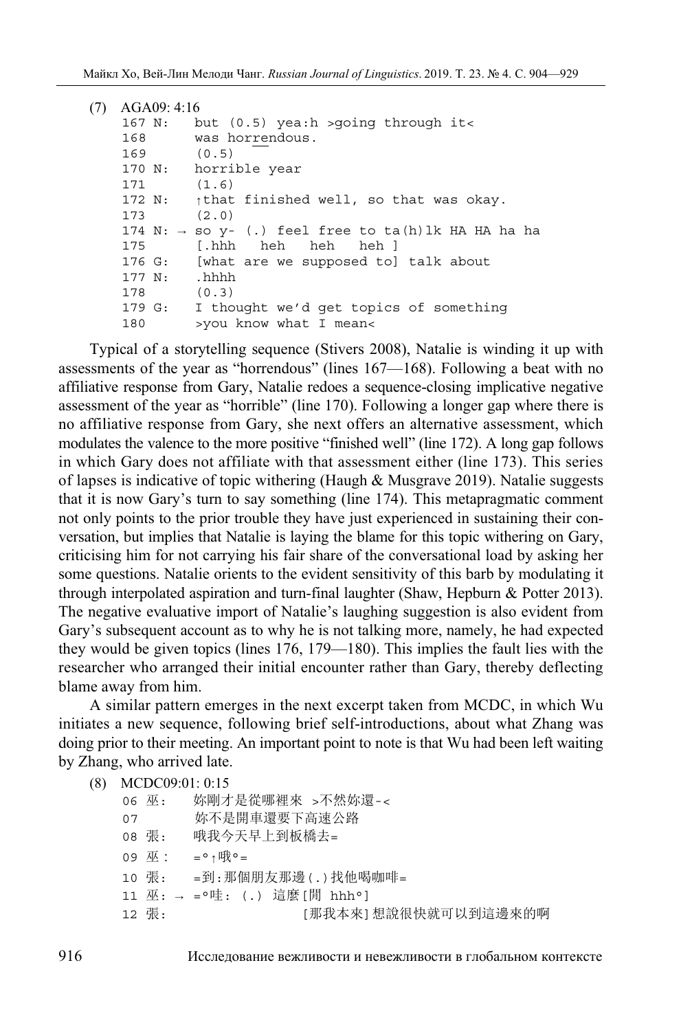(7) AGA09: 4:16

```
167 N:   but (0.5) yea:h >going through it<
168      was horrendous.
169      (0.5)
170 N:   horrible year
171      (1.6)
172 N:   ↑that finished well, so that was okay.
173      (2.0)
174 N: → so y- (.) feel free to ta(h)lk HA HA ha ha
175      [.hhh   heh   heh   heh ]
176 G:   [what are we supposed to] talk about
177 N:   .hhhh
178      (0.3)
179 G:   I thought we'd get topics of something
180      >you know what I mean<
```

Typical of a storytelling sequence (Stivers 2008), Natalie is winding it up with assessments of the year as "horrendous" (lines 167—168). Following a beat with no affiliative response from Gary, Natalie redoes a sequence-closing implicative negative assessment of the year as "horrible" (line 170). Following a longer gap where there is no affiliative response from Gary, she next offers an alternative assessment, which modulates the valence to the more positive "finished well" (line 172). A long gap follows in which Gary does not affiliate with that assessment either (line 173). This series of lapses is indicative of topic withering (Haugh & Musgrave 2019). Natalie suggests that it is now Gary's turn to say something (line 174). This metapragmatic comment not only points to the prior trouble they have just experienced in sustaining their conversation, but implies that Natalie is laying the blame for this topic withering on Gary, criticising him for not carrying his fair share of the conversational load by asking her some questions. Natalie orients to the evident sensitivity of this barb by modulating it through interpolated aspiration and turn-final laughter (Shaw, Hepburn & Potter 2013). The negative evaluative import of Natalie's laughing suggestion is also evident from Gary's subsequent account as to why he is not talking more, namely, he had expected they would be given topics (lines 176, 179—180). This implies the fault lies with the researcher who arranged their initial encounter rather than Gary, thereby deflecting blame away from him.

A similar pattern emerges in the next excerpt taken from MCDC, in which Wu initiates a new sequence, following brief self-introductions, about what Zhang was doing prior to their meeting. An important point to note is that Wu had been left waiting by Zhang, who arrived late.

(8) MCDC09:01: 0:15

```
06 巫:     妳剛才是從哪裡來 >不然妳還-<
07         妳不是開車還要下高速公路
08 張:     哦我今天早上到板橋去=
09 巫:     =°↑哦°=
10 張:     =到:那個朋友那邊(.)找他喝咖啡=
11 巫: →   =°哇: (.) 這麼[閒 hhh°]
12 張:                  [那我本來]想說很快就可以到這邊來的啊
```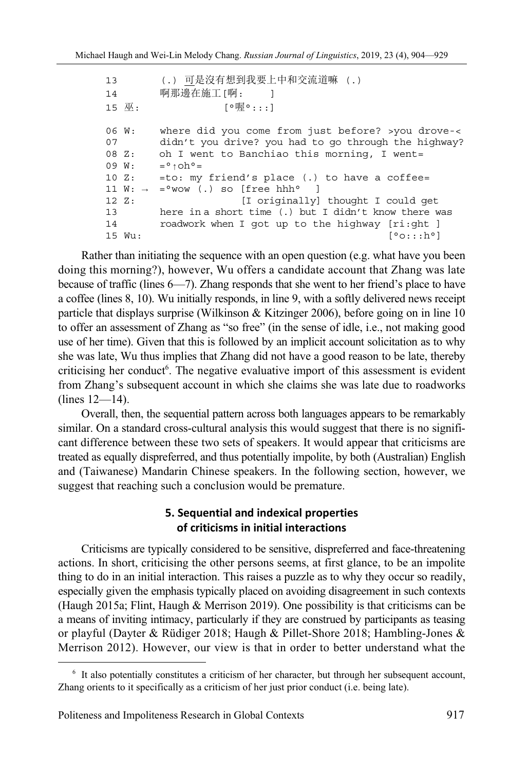```
13        (.) 可是沒有想到我要上中和交流道嘛 (.)
14        啊那邊在施工[啊:    ]
15 巫:              [°喔°:::]

06 W:     where did you come from just before? >you drove-<
07        didn't you drive? you had to go through the highway?
08 Z:     oh I went to Banchiao this morning, I went=
09 W:     =°↑oh°=
10 Z:     =to: my friend's place (.) to have a coffee=
11 W: →   =°wow (.) so [free hhh°  ]
12 Z:                  [I originally] thought I could get
13        here in a short time (.) but I didn't know there was
14        roadwork when I got up to the highway [ri:ght ]
15 Wu:                                          [°o:::h°]
```

Rather than initiating the sequence with an open question (e.g. what have you been doing this morning?), however, Wu offers a candidate account that Zhang was late because of traffic (lines 6—7). Zhang responds that she went to her friend's place to have a coffee (lines 8, 10). Wu initially responds, in line 9, with a softly delivered news receipt particle that displays surprise (Wilkinson & Kitzinger 2006), before going on in line 10 to offer an assessment of Zhang as "so free" (in the sense of idle, i.e., not making good use of her time). Given that this is followed by an implicit account solicitation as to why she was late, Wu thus implies that Zhang did not have a good reason to be late, thereby criticising her conduct[6]. The negative evaluative import of this assessment is evident from Zhang's subsequent account in which she claims she was late due to roadworks (lines 12—14).

Overall, then, the sequential pattern across both languages appears to be remarkably similar. On a standard cross-cultural analysis this would suggest that there is no significant difference between these two sets of speakers. It would appear that criticisms are treated as equally dispreferred, and thus potentially impolite, by both (Australian) English and (Taiwanese) Mandarin Chinese speakers. In the following section, however, we suggest that reaching such a conclusion would be premature.

## 5. Sequential and indexical properties of criticisms in initial interactions

Criticisms are typically considered to be sensitive, dispreferred and face-threatening actions. In short, criticising the other persons seems, at first glance, to be an impolite thing to do in an initial interaction. This raises a puzzle as to why they occur so readily, especially given the emphasis typically placed on avoiding disagreement in such contexts (Haugh 2015a; Flint, Haugh & Merrison 2019). One possibility is that criticisms can be a means of inviting intimacy, particularly if they are construed by participants as teasing or playful (Dayter & Rüdiger 2018; Haugh & Pillet-Shore 2018; Hambling-Jones & Merrison 2012). However, our view is that in order to better understand what the

---

[6] It also potentially constitutes a criticism of her character, but through her subsequent account, Zhang orients to it specifically as a criticism of her just prior conduct (i.e. being late).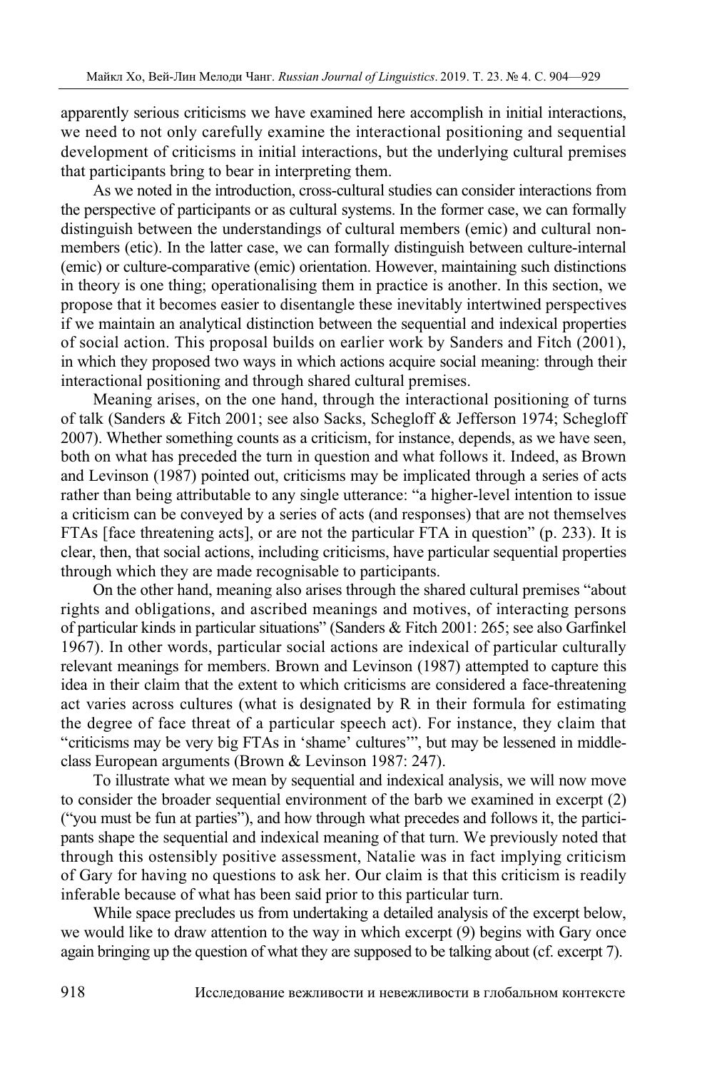apparently serious criticisms we have examined here accomplish in initial interactions, we need to not only carefully examine the interactional positioning and sequential development of criticisms in initial interactions, but the underlying cultural premises that participants bring to bear in interpreting them.

As we noted in the introduction, cross-cultural studies can consider interactions from the perspective of participants or as cultural systems. In the former case, we can formally distinguish between the understandings of cultural members (emic) and cultural non-members (etic). In the latter case, we can formally distinguish between culture-internal (emic) or culture-comparative (emic) orientation. However, maintaining such distinctions in theory is one thing; operationalising them in practice is another. In this section, we propose that it becomes easier to disentangle these inevitably intertwined perspectives if we maintain an analytical distinction between the sequential and indexical properties of social action. This proposal builds on earlier work by Sanders and Fitch (2001), in which they proposed two ways in which actions acquire social meaning: through their interactional positioning and through shared cultural premises.

Meaning arises, on the one hand, through the interactional positioning of turns of talk (Sanders & Fitch 2001; see also Sacks, Schegloff & Jefferson 1974; Schegloff 2007). Whether something counts as a criticism, for instance, depends, as we have seen, both on what has preceded the turn in question and what follows it. Indeed, as Brown and Levinson (1987) pointed out, criticisms may be implicated through a series of acts rather than being attributable to any single utterance: "a higher-level intention to issue a criticism can be conveyed by a series of acts (and responses) that are not themselves FTAs [face threatening acts], or are not the particular FTA in question" (p. 233). It is clear, then, that social actions, including criticisms, have particular sequential properties through which they are made recognisable to participants.

On the other hand, meaning also arises through the shared cultural premises "about rights and obligations, and ascribed meanings and motives, of interacting persons of particular kinds in particular situations" (Sanders & Fitch 2001: 265; see also Garfinkel 1967). In other words, particular social actions are indexical of particular culturally relevant meanings for members. Brown and Levinson (1987) attempted to capture this idea in their claim that the extent to which criticisms are considered a face-threatening act varies across cultures (what is designated by R in their formula for estimating the degree of face threat of a particular speech act). For instance, they claim that "criticisms may be very big FTAs in 'shame' cultures'", but may be lessened in middle-class European arguments (Brown & Levinson 1987: 247).

To illustrate what we mean by sequential and indexical analysis, we will now move to consider the broader sequential environment of the barb we examined in excerpt (2) ("you must be fun at parties"), and how through what precedes and follows it, the participants shape the sequential and indexical meaning of that turn. We previously noted that through this ostensibly positive assessment, Natalie was in fact implying criticism of Gary for having no questions to ask her. Our claim is that this criticism is readily inferable because of what has been said prior to this particular turn.

While space precludes us from undertaking a detailed analysis of the excerpt below, we would like to draw attention to the way in which excerpt (9) begins with Gary once again bringing up the question of what they are supposed to be talking about (cf. excerpt 7).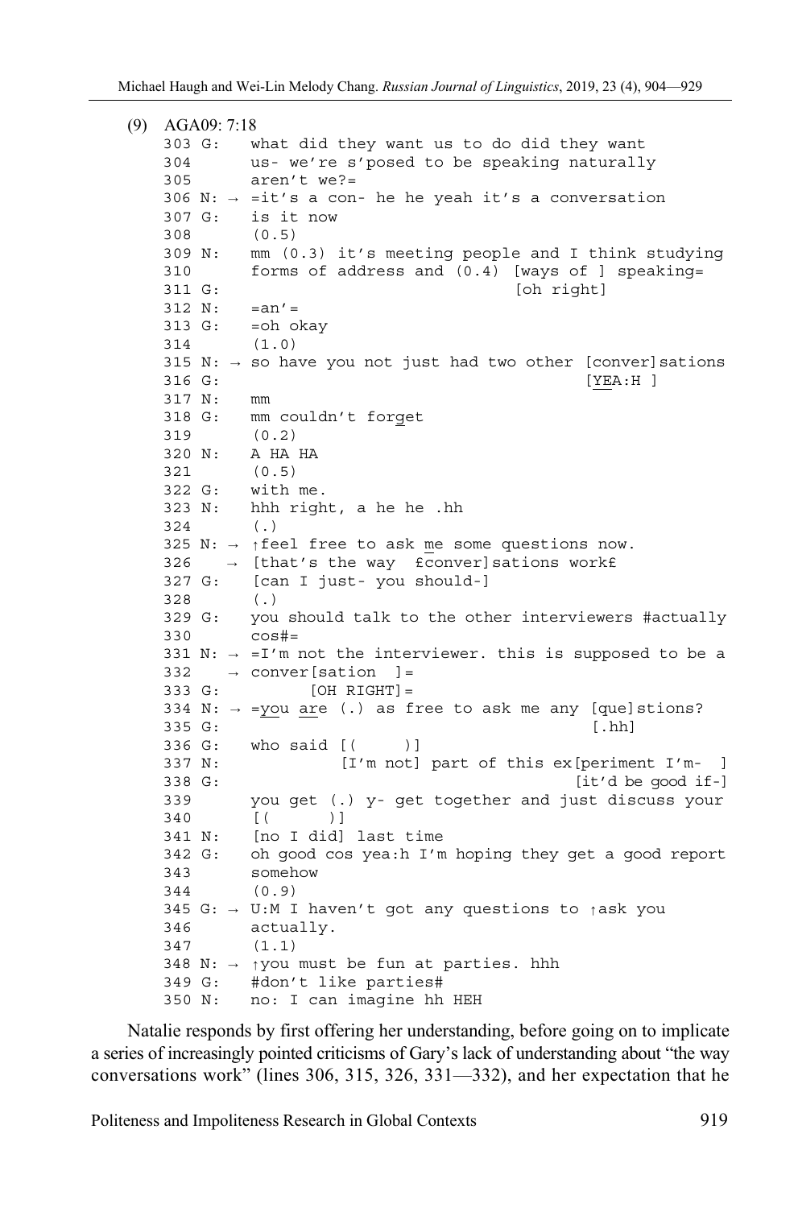(9) AGA09: 7:18

```
303 G:    what did they want us to do did they want
304       us- we're s'posed to be speaking naturally
305       aren't we?=
306 N: →  =it's a con- he he yeah it's a conversation
307 G:    is it now
308       (0.5)
309 N:    mm (0.3) it's meeting people and I think studying
310       forms of address and (0.4) [ways of ] speaking=
311 G:                               [oh right]
312 N:    =an'=
313 G:    =oh okay
314       (1.0)
315 N: →  so have you not just had two other [conver]sations
316 G:                                       [YEA:H ]
317 N:    mm
318 G:    mm couldn't forget
319       (0.2)
320 N:    A HA HA
321       (0.5)
322 G:    with me.
323 N:    hhh right, a he he .hh
324       (.)
325 N: →  ↑feel free to ask me some questions now.
326    →  [that's the way  £conver]sations work£
327 G:    [can I just- you should-]
328       (.)
329 G:    you should talk to the other interviewers #actually
330       cos#=
331 N: →  =I'm not the interviewer. this is supposed to be a
332    →  conver[sation  ]=
333 G:          [OH RIGHT]=
334 N: →  =you are (.) as free to ask me any [que]stions?
335 G:                                      [.hh]
336 G:    who said [(     )]
337 N:             [I'm not] part of this ex[periment I'm-  ]
338 G:                                      [it'd be good if-]
339       you get (.) y- get together and just discuss your
340       [(      )]
341 N:    [no I did] last time
342 G:    oh good cos yea:h I'm hoping they get a good report
343       somehow
344       (0.9)
345 G: →  U:M I haven't got any questions to ↑ask you
346       actually.
347       (1.1)
348 N: →  ↑you must be fun at parties. hhh
349 G:    #don't like parties#
350 N:    no: I can imagine hh HEH
```

Natalie responds by first offering her understanding, before going on to implicate a series of increasingly pointed criticisms of Gary's lack of understanding about "the way conversations work" (lines 306, 315, 326, 331—332), and her expectation that he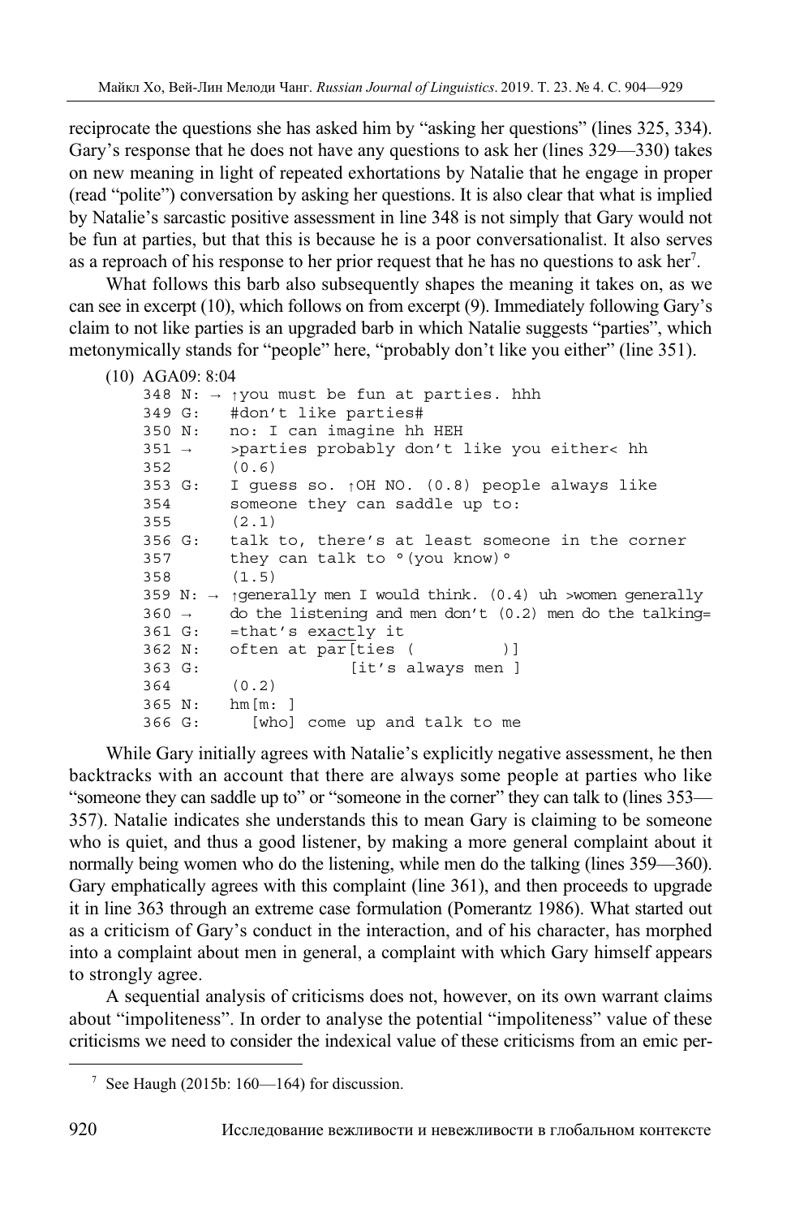reciprocate the questions she has asked him by "asking her questions" (lines 325, 334). Gary's response that he does not have any questions to ask her (lines 329—330) takes on new meaning in light of repeated exhortations by Natalie that he engage in proper (read "polite") conversation by asking her questions. It is also clear that what is implied by Natalie's sarcastic positive assessment in line 348 is not simply that Gary would not be fun at parties, but that this is because he is a poor conversationalist. It also serves as a reproach of his response to her prior request that he has no questions to ask her[7].

What follows this barb also subsequently shapes the meaning it takes on, as we can see in excerpt (10), which follows on from excerpt (9). Immediately following Gary's claim to not like parties is an upgraded barb in which Natalie suggests "parties", which metonymically stands for "people" here, "probably don't like you either" (line 351).

(10) AGA09: 8:04

```
348 N: → ↑you must be fun at parties. hhh
349 G:   #don't like parties#
350 N:   no: I can imagine hh HEH
351 →    >parties probably don't like you either< hh
352      (0.6)
353 G:   I guess so. ↑OH NO. (0.8) people always like
354      someone they can saddle up to:
355      (2.1)
356 G:   talk to, there's at least someone in the corner
357      they can talk to °(you know)°
358      (1.5)
359 N: → ↑generally men I would think. (0.4) uh >women generally
360 →    do the listening and men don't (0.2) men do the talking=
361 G:   =that's exactly it
362 N:   often at par[ties (          )]
363 G:               [it's always men ]
364      (0.2)
365 N:   hm[m: ]
366 G:     [who] come up and talk to me
```

While Gary initially agrees with Natalie's explicitly negative assessment, he then backtracks with an account that there are always some people at parties who like "someone they can saddle up to" or "someone in the corner" they can talk to (lines 353—357). Natalie indicates she understands this to mean Gary is claiming to be someone who is quiet, and thus a good listener, by making a more general complaint about it normally being women who do the listening, while men do the talking (lines 359—360). Gary emphatically agrees with this complaint (line 361), and then proceeds to upgrade it in line 363 through an extreme case formulation (Pomerantz 1986). What started out as a criticism of Gary's conduct in the interaction, and of his character, has morphed into a complaint about men in general, a complaint with which Gary himself appears to strongly agree.

A sequential analysis of criticisms does not, however, on its own warrant claims about "impoliteness". In order to analyse the potential "impoliteness" value of these criticisms we need to consider the indexical value of these criticisms from an emic per-

[7] See Haugh (2015b: 160—164) for discussion.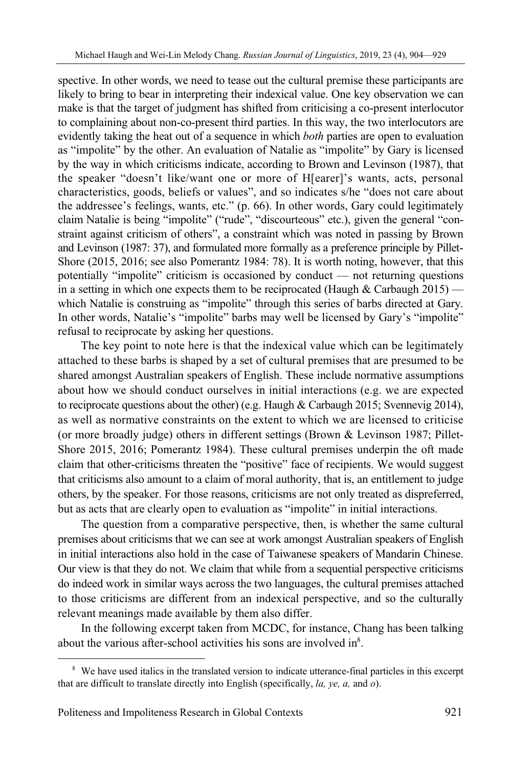spective. In other words, we need to tease out the cultural premise these participants are likely to bring to bear in interpreting their indexical value. One key observation we can make is that the target of judgment has shifted from criticising a co-present interlocutor to complaining about non-co-present third parties. In this way, the two interlocutors are evidently taking the heat out of a sequence in which *both* parties are open to evaluation as "impolite" by the other. An evaluation of Natalie as "impolite" by Gary is licensed by the way in which criticisms indicate, according to Brown and Levinson (1987), that the speaker "doesn't like/want one or more of H[earer]'s wants, acts, personal characteristics, goods, beliefs or values", and so indicates s/he "does not care about the addressee's feelings, wants, etc." (p. 66). In other words, Gary could legitimately claim Natalie is being "impolite" ("rude", "discourteous" etc.), given the general "constraint against criticism of others", a constraint which was noted in passing by Brown and Levinson (1987: 37), and formulated more formally as a preference principle by Pillet-Shore (2015, 2016; see also Pomerantz 1984: 78). It is worth noting, however, that this potentially "impolite" criticism is occasioned by conduct — not returning questions in a setting in which one expects them to be reciprocated (Haugh & Carbaugh 2015) — which Natalie is construing as "impolite" through this series of barbs directed at Gary. In other words, Natalie's "impolite" barbs may well be licensed by Gary's "impolite" refusal to reciprocate by asking her questions.

The key point to note here is that the indexical value which can be legitimately attached to these barbs is shaped by a set of cultural premises that are presumed to be shared amongst Australian speakers of English. These include normative assumptions about how we should conduct ourselves in initial interactions (e.g. we are expected to reciprocate questions about the other) (e.g. Haugh & Carbaugh 2015; Svennevig 2014), as well as normative constraints on the extent to which we are licensed to criticise (or more broadly judge) others in different settings (Brown & Levinson 1987; Pillet-Shore 2015, 2016; Pomerantz 1984). These cultural premises underpin the oft made claim that other-criticisms threaten the "positive" face of recipients. We would suggest that criticisms also amount to a claim of moral authority, that is, an entitlement to judge others, by the speaker. For those reasons, criticisms are not only treated as dispreferred, but as acts that are clearly open to evaluation as "impolite" in initial interactions.

The question from a comparative perspective, then, is whether the same cultural premises about criticisms that we can see at work amongst Australian speakers of English in initial interactions also hold in the case of Taiwanese speakers of Mandarin Chinese. Our view is that they do not. We claim that while from a sequential perspective criticisms do indeed work in similar ways across the two languages, the cultural premises attached to those criticisms are different from an indexical perspective, and so the culturally relevant meanings made available by them also differ.

In the following excerpt taken from MCDC, for instance, Chang has been talking about the various after-school activities his sons are involved in[8].

[8] We have used italics in the translated version to indicate utterance-final particles in this excerpt that are difficult to translate directly into English (specifically, *la, ye, a,* and *o*).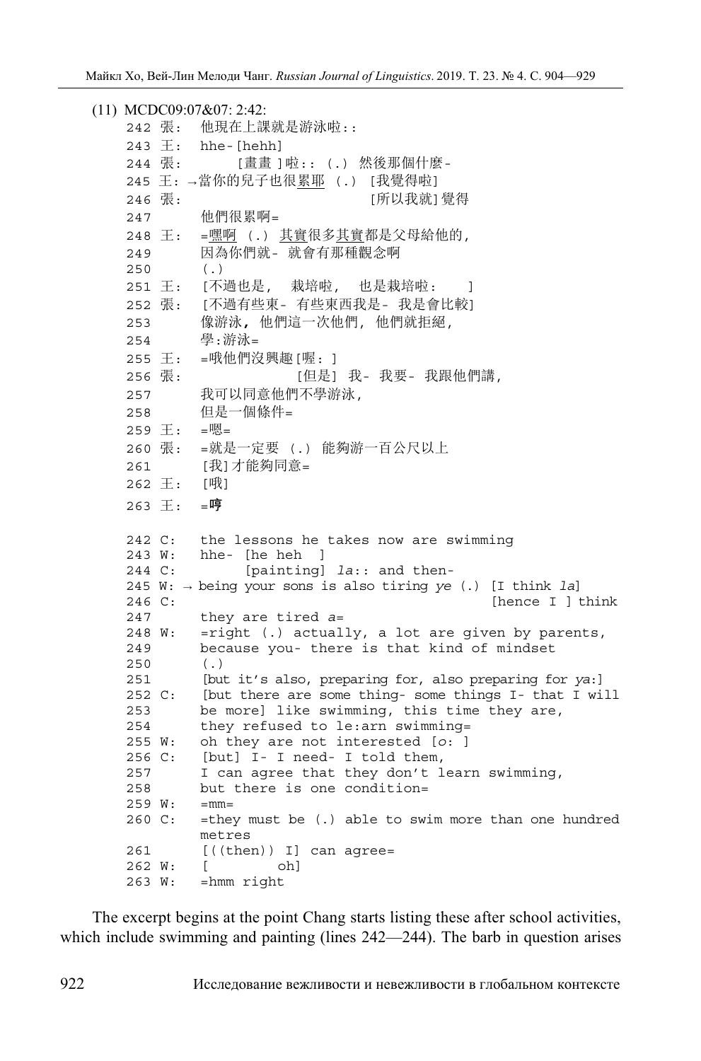(11) MCDC09:07&07: 2:42:

```
242 張:  他現在上課就是游泳啦::
243 王:  hhe-[hehh]
244 張:      [畫畫]啦::(.) 然後那個什麼-
245 王: →當你的兒子也很累耶 (.) [我覺得啦]
246 張:                        [所以我就]覺得
247      他們很累啊=
248 王:  =嘿啊 (.) 其實很多其實都是父母給他的,
249      因為你們就- 就會有那種觀念啊
250      (.)
251 王:  [不過也是, 栽培啦, 也是栽培啦:    ]
252 張:  [不過有些東- 有些東西我是- 我是會比較]
253      像游泳, 他們這一次他們, 他們就拒絕,
254      學:游泳=
255 王:  =哦他們沒興趣[喔:]
256 張:            [但是] 我- 我要- 我跟他們講,
257      我可以同意他們不學游泳,
258      但是一個條件=
259 王:  =嗯=
260 張:  =就是一定要 (.) 能夠游一百公尺以上
261      [我]才能夠同意=
262 王:  [哦]
263 王:  =哼

242 C:   the lessons he takes now are swimming
243 W:   hhe- [he heh  ]
244 C:        [painting] la:: and then-
245 W: → being your sons is also tiring ye (.) [I think la]
246 C:                                          [hence I ] think
247      they are tired a=
248 W:   =right (.) actually, a lot are given by parents,
249      because you- there is that kind of mindset
250      (.)
251      [but it's also, preparing for, also preparing for ya:]
252 C:   [but there are some thing- some things I- that I will
253      be more] like swimming, this time they are,
254      they refused to le:arn swimming=
255 W:   oh they are not interested [o: ]
256 C:   [but] I- I need- I told them,
257      I can agree that they don't learn swimming,
258      but there is one condition=
259 W:   =mm=
260 C:   =they must be (.) able to swim more than one hundred
         metres
261      [((then)) I] can agree=
262 W:   [        oh]
263 W:   =hmm right
```

The excerpt begins at the point Chang starts listing these after school activities, which include swimming and painting (lines 242—244). The barb in question arises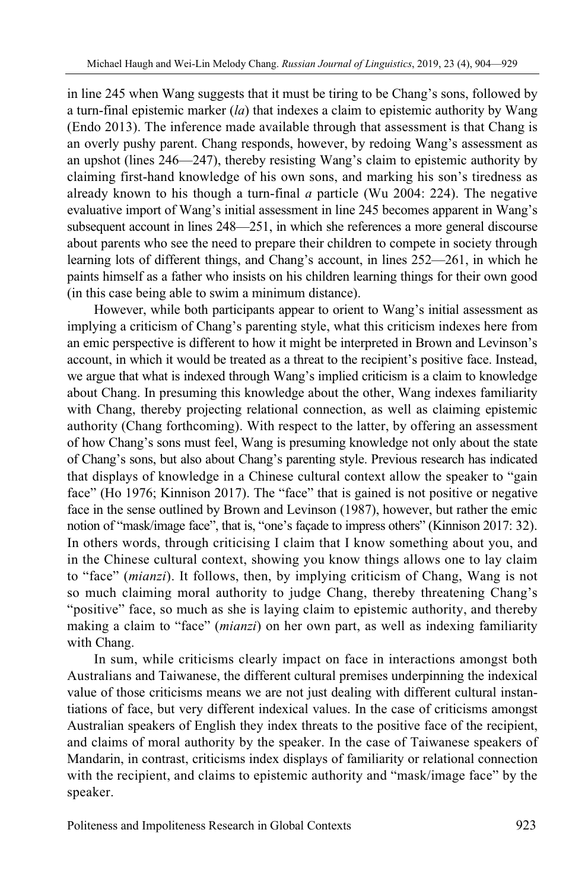in line 245 when Wang suggests that it must be tiring to be Chang's sons, followed by a turn-final epistemic marker (*la*) that indexes a claim to epistemic authority by Wang (Endo 2013). The inference made available through that assessment is that Chang is an overly pushy parent. Chang responds, however, by redoing Wang's assessment as an upshot (lines 246—247), thereby resisting Wang's claim to epistemic authority by claiming first-hand knowledge of his own sons, and marking his son's tiredness as already known to his though a turn-final *a* particle (Wu 2004: 224). The negative evaluative import of Wang's initial assessment in line 245 becomes apparent in Wang's subsequent account in lines 248—251, in which she references a more general discourse about parents who see the need to prepare their children to compete in society through learning lots of different things, and Chang's account, in lines 252—261, in which he paints himself as a father who insists on his children learning things for their own good (in this case being able to swim a minimum distance).

However, while both participants appear to orient to Wang's initial assessment as implying a criticism of Chang's parenting style, what this criticism indexes here from an emic perspective is different to how it might be interpreted in Brown and Levinson's account, in which it would be treated as a threat to the recipient's positive face. Instead, we argue that what is indexed through Wang's implied criticism is a claim to knowledge about Chang. In presuming this knowledge about the other, Wang indexes familiarity with Chang, thereby projecting relational connection, as well as claiming epistemic authority (Chang forthcoming). With respect to the latter, by offering an assessment of how Chang's sons must feel, Wang is presuming knowledge not only about the state of Chang's sons, but also about Chang's parenting style. Previous research has indicated that displays of knowledge in a Chinese cultural context allow the speaker to "gain face" (Ho 1976; Kinnison 2017). The "face" that is gained is not positive or negative face in the sense outlined by Brown and Levinson (1987), however, but rather the emic notion of "mask/image face", that is, "one's façade to impress others" (Kinnison 2017: 32). In others words, through criticising I claim that I know something about you, and in the Chinese cultural context, showing you know things allows one to lay claim to "face" (*mianzi*). It follows, then, by implying criticism of Chang, Wang is not so much claiming moral authority to judge Chang, thereby threatening Chang's "positive" face, so much as she is laying claim to epistemic authority, and thereby making a claim to "face" (*mianzi*) on her own part, as well as indexing familiarity with Chang.

In sum, while criticisms clearly impact on face in interactions amongst both Australians and Taiwanese, the different cultural premises underpinning the indexical value of those criticisms means we are not just dealing with different cultural instantiations of face, but very different indexical values. In the case of criticisms amongst Australian speakers of English they index threats to the positive face of the recipient, and claims of moral authority by the speaker. In the case of Taiwanese speakers of Mandarin, in contrast, criticisms index displays of familiarity or relational connection with the recipient, and claims to epistemic authority and "mask/image face" by the speaker.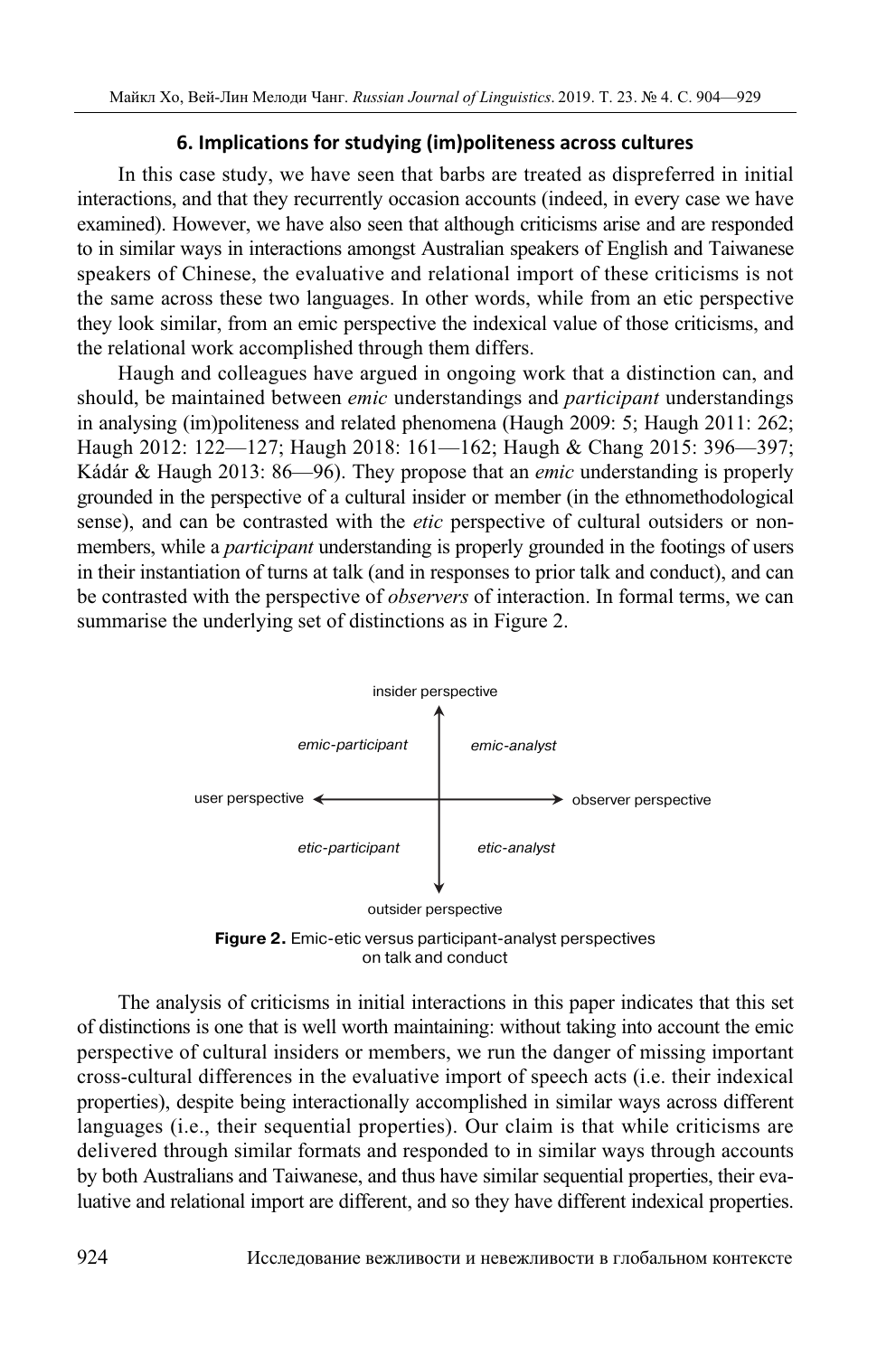### 6. Implications for studying (im)politeness across cultures

In this case study, we have seen that barbs are treated as dispreferred in initial interactions, and that they recurrently occasion accounts (indeed, in every case we have examined). However, we have also seen that although criticisms arise and are responded to in similar ways in interactions amongst Australian speakers of English and Taiwanese speakers of Chinese, the evaluative and relational import of these criticisms is not the same across these two languages. In other words, while from an etic perspective they look similar, from an emic perspective the indexical value of those criticisms, and the relational work accomplished through them differs.

Haugh and colleagues have argued in ongoing work that a distinction can, and should, be maintained between *emic* understandings and *participant* understandings in analysing (im)politeness and related phenomena (Haugh 2009: 5; Haugh 2011: 262; Haugh 2012: 122—127; Haugh 2018: 161—162; Haugh & Chang 2015: 396—397; Kádár & Haugh 2013: 86—96). They propose that an *emic* understanding is properly grounded in the perspective of a cultural insider or member (in the ethnomethodological sense), and can be contrasted with the *etic* perspective of cultural outsiders or non-members, while a *participant* understanding is properly grounded in the footings of users in their instantiation of turns at talk (and in responses to prior talk and conduct), and can be contrasted with the perspective of *observers* of interaction. In formal terms, we can summarise the underlying set of distinctions as in Figure 2.

insider perspective

| | |
|---|---|
| *emic-participant* | *emic-analyst* |
| *etic-participant* | *etic-analyst* |

user perspective ⟵ ⟶ observer perspective

outsider perspective

**Figure 2.** Emic-etic versus participant-analyst perspectives on talk and conduct

The analysis of criticisms in initial interactions in this paper indicates that this set of distinctions is one that is well worth maintaining: without taking into account the emic perspective of cultural insiders or members, we run the danger of missing important cross-cultural differences in the evaluative import of speech acts (i.e. their indexical properties), despite being interactionally accomplished in similar ways across different languages (i.e., their sequential properties). Our claim is that while criticisms are delivered through similar formats and responded to in similar ways through accounts by both Australians and Taiwanese, and thus have similar sequential properties, their evaluative and relational import are different, and so they have different indexical properties.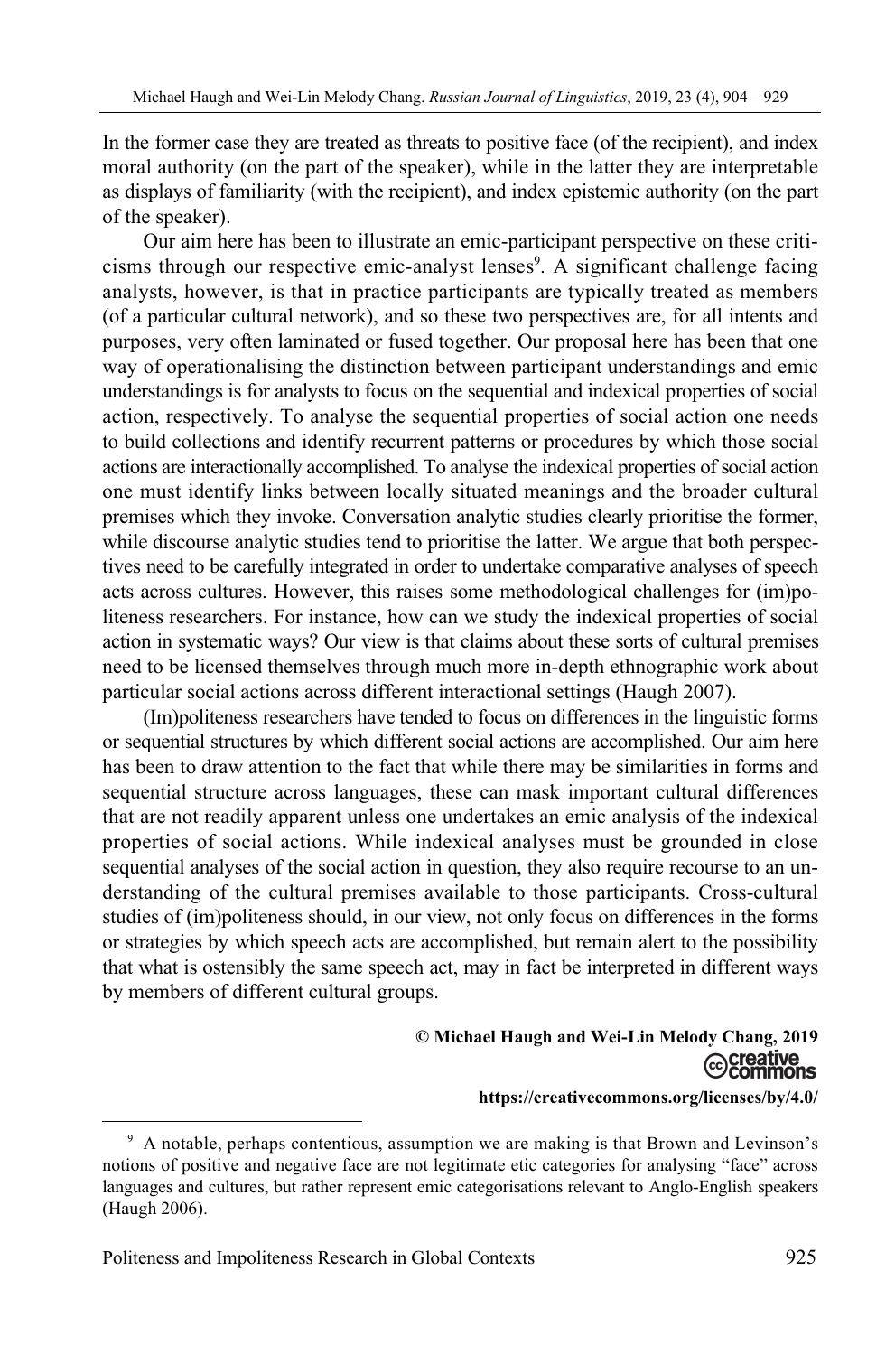In the former case they are treated as threats to positive face (of the recipient), and index moral authority (on the part of the speaker), while in the latter they are interpretable as displays of familiarity (with the recipient), and index epistemic authority (on the part of the speaker).

Our aim here has been to illustrate an emic-participant perspective on these criticisms through our respective emic-analyst lenses[9]. A significant challenge facing analysts, however, is that in practice participants are typically treated as members (of a particular cultural network), and so these two perspectives are, for all intents and purposes, very often laminated or fused together. Our proposal here has been that one way of operationalising the distinction between participant understandings and emic understandings is for analysts to focus on the sequential and indexical properties of social action, respectively. To analyse the sequential properties of social action one needs to build collections and identify recurrent patterns or procedures by which those social actions are interactionally accomplished. To analyse the indexical properties of social action one must identify links between locally situated meanings and the broader cultural premises which they invoke. Conversation analytic studies clearly prioritise the former, while discourse analytic studies tend to prioritise the latter. We argue that both perspectives need to be carefully integrated in order to undertake comparative analyses of speech acts across cultures. However, this raises some methodological challenges for (im)politeness researchers. For instance, how can we study the indexical properties of social action in systematic ways? Our view is that claims about these sorts of cultural premises need to be licensed themselves through much more in-depth ethnographic work about particular social actions across different interactional settings (Haugh 2007).

(Im)politeness researchers have tended to focus on differences in the linguistic forms or sequential structures by which different social actions are accomplished. Our aim here has been to draw attention to the fact that while there may be similarities in forms and sequential structure across languages, these can mask important cultural differences that are not readily apparent unless one undertakes an emic analysis of the indexical properties of social actions. While indexical analyses must be grounded in close sequential analyses of the social action in question, they also require recourse to an understanding of the cultural premises available to those participants. Cross-cultural studies of (im)politeness should, in our view, not only focus on differences in the forms or strategies by which speech acts are accomplished, but remain alert to the possibility that what is ostensibly the same speech act, may in fact be interpreted in different ways by members of different cultural groups.

**© Michael Haugh and Wei-Lin Melody Chang, 2019**

**https://creativecommons.org/licenses/by/4.0/**

---

[9] A notable, perhaps contentious, assumption we are making is that Brown and Levinson's notions of positive and negative face are not legitimate etic categories for analysing "face" across languages and cultures, but rather represent emic categorisations relevant to Anglo-English speakers (Haugh 2006).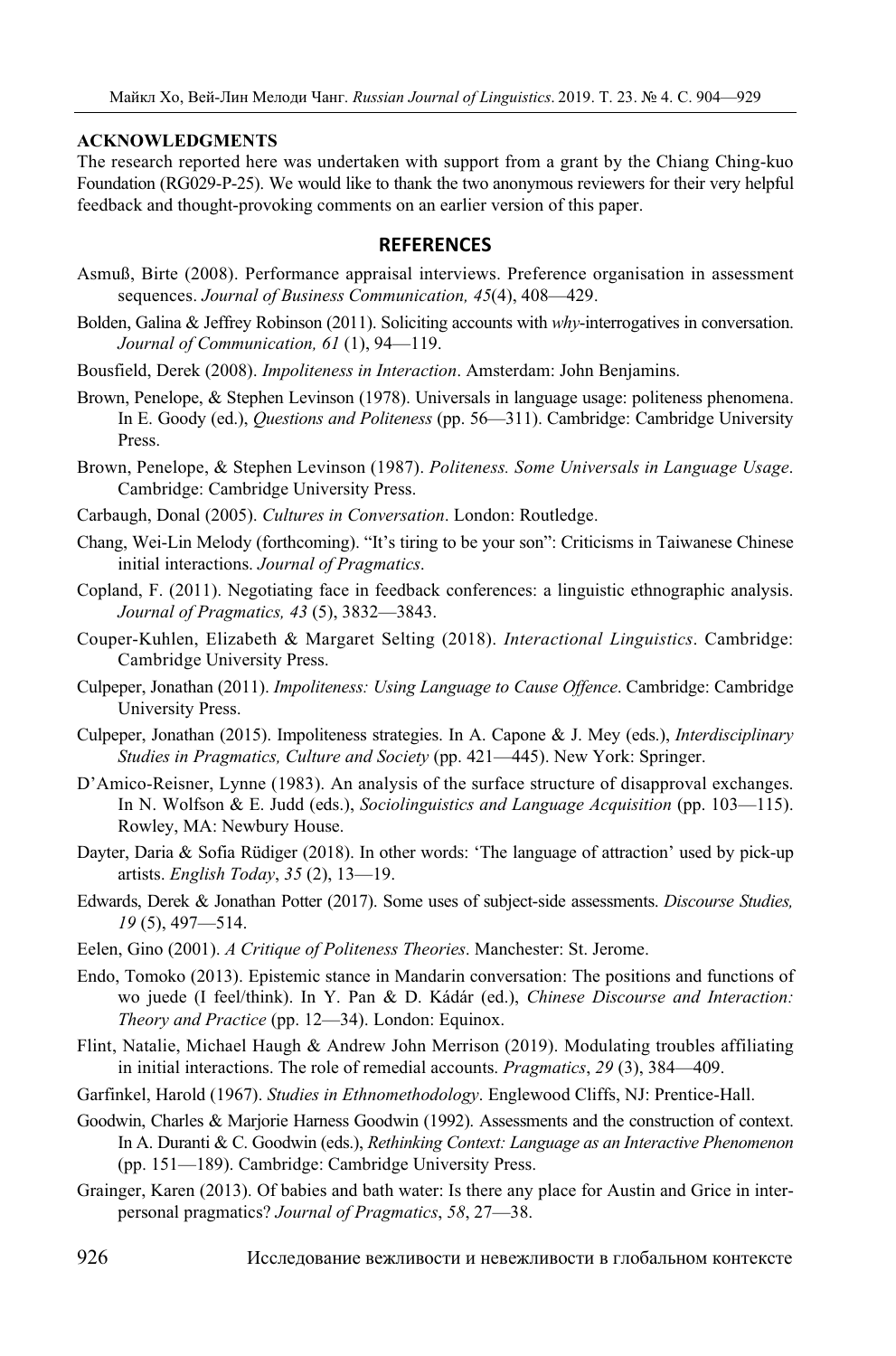**ACKNOWLEDGMENTS**

The research reported here was undertaken with support from a grant by the Chiang Ching-kuo Foundation (RG029-P-25). We would like to thank the two anonymous reviewers for their very helpful feedback and thought-provoking comments on an earlier version of this paper.

## REFERENCES

Asmuß, Birte (2008). Performance appraisal interviews. Preference organisation in assessment sequences. *Journal of Business Communication, 45*(4), 408—429.

Bolden, Galina & Jeffrey Robinson (2011). Soliciting accounts with *why*-interrogatives in conversation. *Journal of Communication, 61* (1), 94—119.

Bousfield, Derek (2008). *Impoliteness in Interaction*. Amsterdam: John Benjamins.

Brown, Penelope, & Stephen Levinson (1978). Universals in language usage: politeness phenomena. In E. Goody (ed.), *Questions and Politeness* (pp. 56—311). Cambridge: Cambridge University Press.

Brown, Penelope, & Stephen Levinson (1987). *Politeness. Some Universals in Language Usage*. Cambridge: Cambridge University Press.

Carbaugh, Donal (2005). *Cultures in Conversation*. London: Routledge.

Chang, Wei-Lin Melody (forthcoming). "It's tiring to be your son": Criticisms in Taiwanese Chinese initial interactions. *Journal of Pragmatics*.

Copland, F. (2011). Negotiating face in feedback conferences: a linguistic ethnographic analysis. *Journal of Pragmatics, 43* (5), 3832—3843.

Couper-Kuhlen, Elizabeth & Margaret Selting (2018). *Interactional Linguistics*. Cambridge: Cambridge University Press.

Culpeper, Jonathan (2011). *Impoliteness: Using Language to Cause Offence*. Cambridge: Cambridge University Press.

Culpeper, Jonathan (2015). Impoliteness strategies. In A. Capone & J. Mey (eds.), *Interdisciplinary Studies in Pragmatics, Culture and Society* (pp. 421—445). New York: Springer.

D'Amico-Reisner, Lynne (1983). An analysis of the surface structure of disapproval exchanges. In N. Wolfson & E. Judd (eds.), *Sociolinguistics and Language Acquisition* (pp. 103—115). Rowley, MA: Newbury House.

Dayter, Daria & Sofia Rüdiger (2018). In other words: 'The language of attraction' used by pick-up artists. *English Today*, *35* (2), 13—19.

Edwards, Derek & Jonathan Potter (2017). Some uses of subject-side assessments. *Discourse Studies, 19* (5), 497—514.

Eelen, Gino (2001). *A Critique of Politeness Theories*. Manchester: St. Jerome.

Endo, Tomoko (2013). Epistemic stance in Mandarin conversation: The positions and functions of wo juede (I feel/think). In Y. Pan & D. Kádár (ed.), *Chinese Discourse and Interaction: Theory and Practice* (pp. 12—34). London: Equinox.

Flint, Natalie, Michael Haugh & Andrew John Merrison (2019). Modulating troubles affiliating in initial interactions. The role of remedial accounts. *Pragmatics*, *29* (3), 384—409.

Garfinkel, Harold (1967). *Studies in Ethnomethodology*. Englewood Cliffs, NJ: Prentice-Hall.

Goodwin, Charles & Marjorie Harness Goodwin (1992). Assessments and the construction of context. In A. Duranti & C. Goodwin (eds.), *Rethinking Context: Language as an Interactive Phenomenon* (pp. 151—189). Cambridge: Cambridge University Press.

Grainger, Karen (2013). Of babies and bath water: Is there any place for Austin and Grice in interpersonal pragmatics? *Journal of Pragmatics*, *58*, 27—38.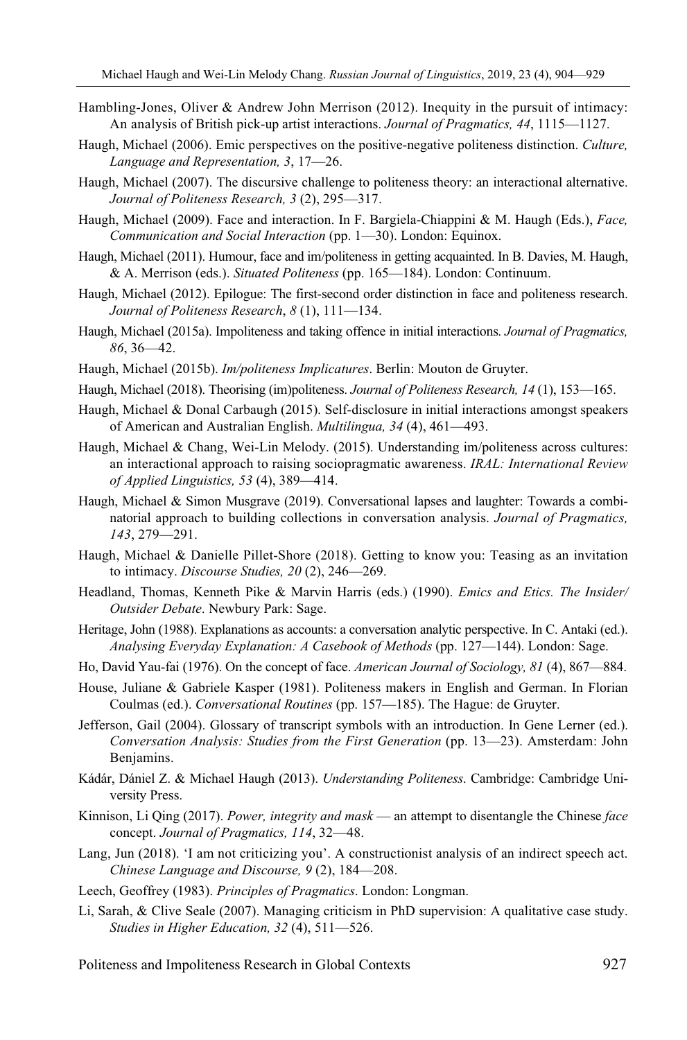Hambling-Jones, Oliver & Andrew John Merrison (2012). Inequity in the pursuit of intimacy: An analysis of British pick-up artist interactions. *Journal of Pragmatics, 44*, 1115—1127.

Haugh, Michael (2006). Emic perspectives on the positive-negative politeness distinction. *Culture, Language and Representation, 3*, 17—26.

Haugh, Michael (2007). The discursive challenge to politeness theory: an interactional alternative. *Journal of Politeness Research, 3* (2), 295—317.

Haugh, Michael (2009). Face and interaction. In F. Bargiela-Chiappini & M. Haugh (Eds.), *Face, Communication and Social Interaction* (pp. 1—30). London: Equinox.

Haugh, Michael (2011). Humour, face and im/politeness in getting acquainted. In B. Davies, M. Haugh, & A. Merrison (eds.). *Situated Politeness* (pp. 165—184). London: Continuum.

Haugh, Michael (2012). Epilogue: The first-second order distinction in face and politeness research. *Journal of Politeness Research*, *8* (1), 111—134.

Haugh, Michael (2015a). Impoliteness and taking offence in initial interactions. *Journal of Pragmatics, 86*, 36—42.

Haugh, Michael (2015b). *Im/politeness Implicatures*. Berlin: Mouton de Gruyter.

Haugh, Michael (2018). Theorising (im)politeness. *Journal of Politeness Research, 14* (1), 153—165.

Haugh, Michael & Donal Carbaugh (2015). Self-disclosure in initial interactions amongst speakers of American and Australian English. *Multilingua, 34* (4), 461—493.

Haugh, Michael & Chang, Wei-Lin Melody. (2015). Understanding im/politeness across cultures: an interactional approach to raising sociopragmatic awareness. *IRAL: International Review of Applied Linguistics, 53* (4), 389—414.

Haugh, Michael & Simon Musgrave (2019). Conversational lapses and laughter: Towards a combinatorial approach to building collections in conversation analysis. *Journal of Pragmatics, 143*, 279—291.

Haugh, Michael & Danielle Pillet-Shore (2018). Getting to know you: Teasing as an invitation to intimacy. *Discourse Studies, 20* (2), 246—269.

Headland, Thomas, Kenneth Pike & Marvin Harris (eds.) (1990). *Emics and Etics. The Insider/Outsider Debate*. Newbury Park: Sage.

Heritage, John (1988). Explanations as accounts: a conversation analytic perspective. In C. Antaki (ed.). *Analysing Everyday Explanation: A Casebook of Methods* (pp. 127—144). London: Sage.

Ho, David Yau-fai (1976). On the concept of face. *American Journal of Sociology, 81* (4), 867—884.

House, Juliane & Gabriele Kasper (1981). Politeness makers in English and German. In Florian Coulmas (ed.). *Conversational Routines* (pp. 157—185). The Hague: de Gruyter.

Jefferson, Gail (2004). Glossary of transcript symbols with an introduction. In Gene Lerner (ed.). *Conversation Analysis: Studies from the First Generation* (pp. 13—23). Amsterdam: John Benjamins.

Kádár, Dániel Z. & Michael Haugh (2013). *Understanding Politeness*. Cambridge: Cambridge University Press.

Kinnison, Li Qing (2017). *Power, integrity and mask* — an attempt to disentangle the Chinese *face* concept. *Journal of Pragmatics, 114*, 32—48.

Lang, Jun (2018). 'I am not criticizing you'. A constructionist analysis of an indirect speech act. *Chinese Language and Discourse, 9* (2), 184—208.

Leech, Geoffrey (1983). *Principles of Pragmatics*. London: Longman.

Li, Sarah, & Clive Seale (2007). Managing criticism in PhD supervision: A qualitative case study. *Studies in Higher Education, 32* (4), 511—526.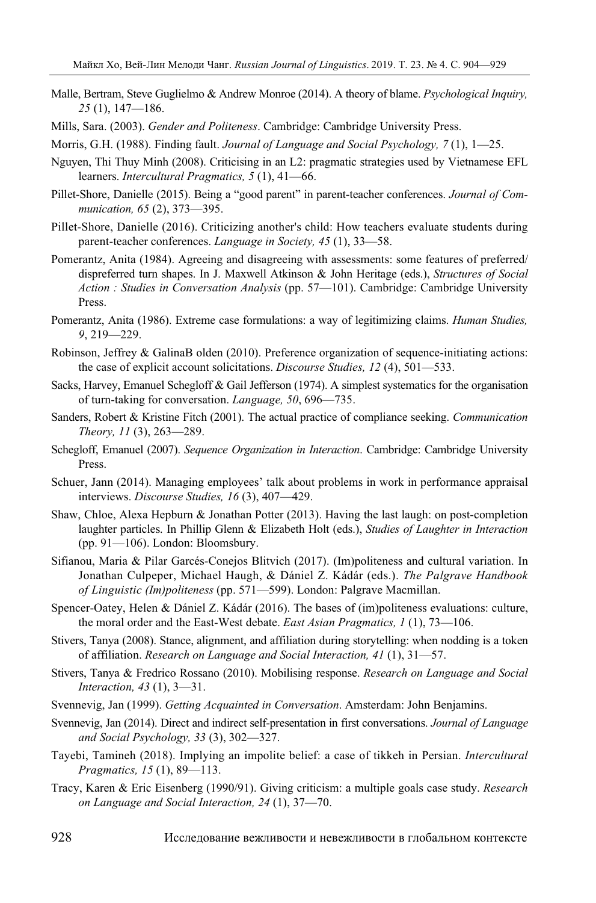Malle, Bertram, Steve Guglielmo & Andrew Monroe (2014). A theory of blame. *Psychological Inquiry, 25* (1), 147—186.

Mills, Sara. (2003). *Gender and Politeness*. Cambridge: Cambridge University Press.

Morris, G.H. (1988). Finding fault. *Journal of Language and Social Psychology, 7* (1), 1—25.

Nguyen, Thi Thuy Minh (2008). Criticising in an L2: pragmatic strategies used by Vietnamese EFL learners. *Intercultural Pragmatics, 5* (1), 41—66.

Pillet-Shore, Danielle (2015). Being a "good parent" in parent-teacher conferences. *Journal of Communication, 65* (2), 373—395.

Pillet-Shore, Danielle (2016). Criticizing another's child: How teachers evaluate students during parent-teacher conferences. *Language in Society, 45* (1), 33—58.

Pomerantz, Anita (1984). Agreeing and disagreeing with assessments: some features of preferred/ dispreferred turn shapes. In J. Maxwell Atkinson & John Heritage (eds.), *Structures of Social Action : Studies in Conversation Analysis* (pp. 57—101). Cambridge: Cambridge University Press.

Pomerantz, Anita (1986). Extreme case formulations: a way of legitimizing claims. *Human Studies, 9*, 219—229.

Robinson, Jeffrey & GalinaB olden (2010). Preference organization of sequence-initiating actions: the case of explicit account solicitations. *Discourse Studies, 12* (4), 501—533.

Sacks, Harvey, Emanuel Schegloff & Gail Jefferson (1974). A simplest systematics for the organisation of turn-taking for conversation. *Language, 50*, 696—735.

Sanders, Robert & Kristine Fitch (2001). The actual practice of compliance seeking. *Communication Theory, 11* (3), 263—289.

Schegloff, Emanuel (2007). *Sequence Organization in Interaction*. Cambridge: Cambridge University Press.

Schuer, Jann (2014). Managing employees' talk about problems in work in performance appraisal interviews. *Discourse Studies, 16* (3), 407—429.

Shaw, Chloe, Alexa Hepburn & Jonathan Potter (2013). Having the last laugh: on post-completion laughter particles. In Phillip Glenn & Elizabeth Holt (eds.), *Studies of Laughter in Interaction* (pp. 91—106). London: Bloomsbury.

Sifianou, Maria & Pilar Garcés-Conejos Blitvich (2017). (Im)politeness and cultural variation. In Jonathan Culpeper, Michael Haugh, & Dániel Z. Kádár (eds.). *The Palgrave Handbook of Linguistic (Im)politeness* (pp. 571—599). London: Palgrave Macmillan.

Spencer-Oatey, Helen & Dániel Z. Kádár (2016). The bases of (im)politeness evaluations: culture, the moral order and the East-West debate. *East Asian Pragmatics, 1* (1), 73—106.

Stivers, Tanya (2008). Stance, alignment, and affiliation during storytelling: when nodding is a token of affiliation. *Research on Language and Social Interaction, 41* (1), 31—57.

Stivers, Tanya & Fredrico Rossano (2010). Mobilising response. *Research on Language and Social Interaction, 43* (1), 3—31.

Svennevig, Jan (1999). *Getting Acquainted in Conversation*. Amsterdam: John Benjamins.

Svennevig, Jan (2014). Direct and indirect self-presentation in first conversations. *Journal of Language and Social Psychology, 33* (3), 302—327.

Tayebi, Tamineh (2018). Implying an impolite belief: a case of tikkeh in Persian. *Intercultural Pragmatics, 15* (1), 89—113.

Tracy, Karen & Eric Eisenberg (1990/91). Giving criticism: a multiple goals case study. *Research on Language and Social Interaction, 24* (1), 37—70.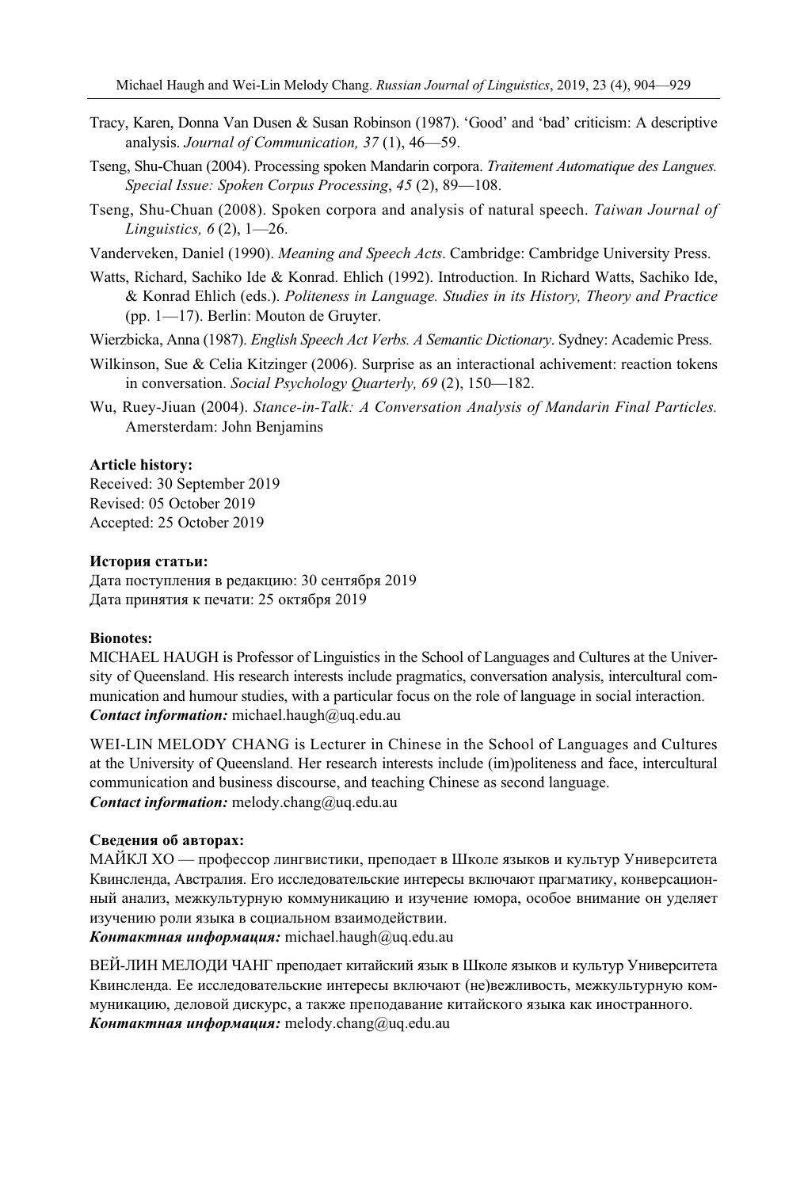Tracy, Karen, Donna Van Dusen & Susan Robinson (1987). 'Good' and 'bad' criticism: A descriptive analysis. *Journal of Communication, 37* (1), 46—59.

Tseng, Shu-Chuan (2004). Processing spoken Mandarin corpora. *Traitement Automatique des Langues. Special Issue: Spoken Corpus Processing*, *45* (2), 89—108.

Tseng, Shu-Chuan (2008). Spoken corpora and analysis of natural speech. *Taiwan Journal of Linguistics, 6* (2), 1—26.

Vanderveken, Daniel (1990). *Meaning and Speech Acts*. Cambridge: Cambridge University Press.

Watts, Richard, Sachiko Ide & Konrad. Ehlich (1992). Introduction. In Richard Watts, Sachiko Ide, & Konrad Ehlich (eds.). *Politeness in Language. Studies in its History, Theory and Practice* (pp. 1—17). Berlin: Mouton de Gruyter.

Wierzbicka, Anna (1987). *English Speech Act Verbs. A Semantic Dictionary*. Sydney: Academic Press.

Wilkinson, Sue & Celia Kitzinger (2006). Surprise as an interactional achivement: reaction tokens in conversation. *Social Psychology Quarterly, 69* (2), 150—182.

Wu, Ruey-Jiuan (2004). *Stance-in-Talk: A Conversation Analysis of Mandarin Final Particles.* Amersterdam: John Benjamins

**Article history:**
Received: 30 September 2019
Revised: 05 October 2019
Accepted: 25 October 2019

**История статьи:**
Дата поступления в редакцию: 30 сентября 2019
Дата принятия к печати: 25 октября 2019

**Bionotes:**
MICHAEL HAUGH is Professor of Linguistics in the School of Languages and Cultures at the University of Queensland. His research interests include pragmatics, conversation analysis, intercultural communication and humour studies, with a particular focus on the role of language in social interaction.
***Contact information:*** michael.haugh@uq.edu.au

WEI-LIN MELODY CHANG is Lecturer in Chinese in the School of Languages and Cultures at the University of Queensland. Her research interests include (im)politeness and face, intercultural communication and business discourse, and teaching Chinese as second language.
***Contact information:*** melody.chang@uq.edu.au

**Сведения об авторах:**
МАЙКЛ ХО — профессор лингвистики, преподает в Школе языков и культур Университета Квинсленда, Австралия. Его исследовательские интересы включают прагматику, конверсационный анализ, межкультурную коммуникацию и изучение юмора, особое внимание он уделяет изучению роли языка в социальном взаимодействии.
***Контактная информация:*** michael.haugh@uq.edu.au

ВЕЙ-ЛИН МЕЛОДИ ЧАНГ преподает китайский язык в Школе языков и культур Университета Квинсленда. Ее исследовательские интересы включают (не)вежливость, межкультурную коммуникацию, деловой дискурс, а также преподавание китайского языка как иностранного.
***Контактная информация:*** melody.chang@uq.edu.au